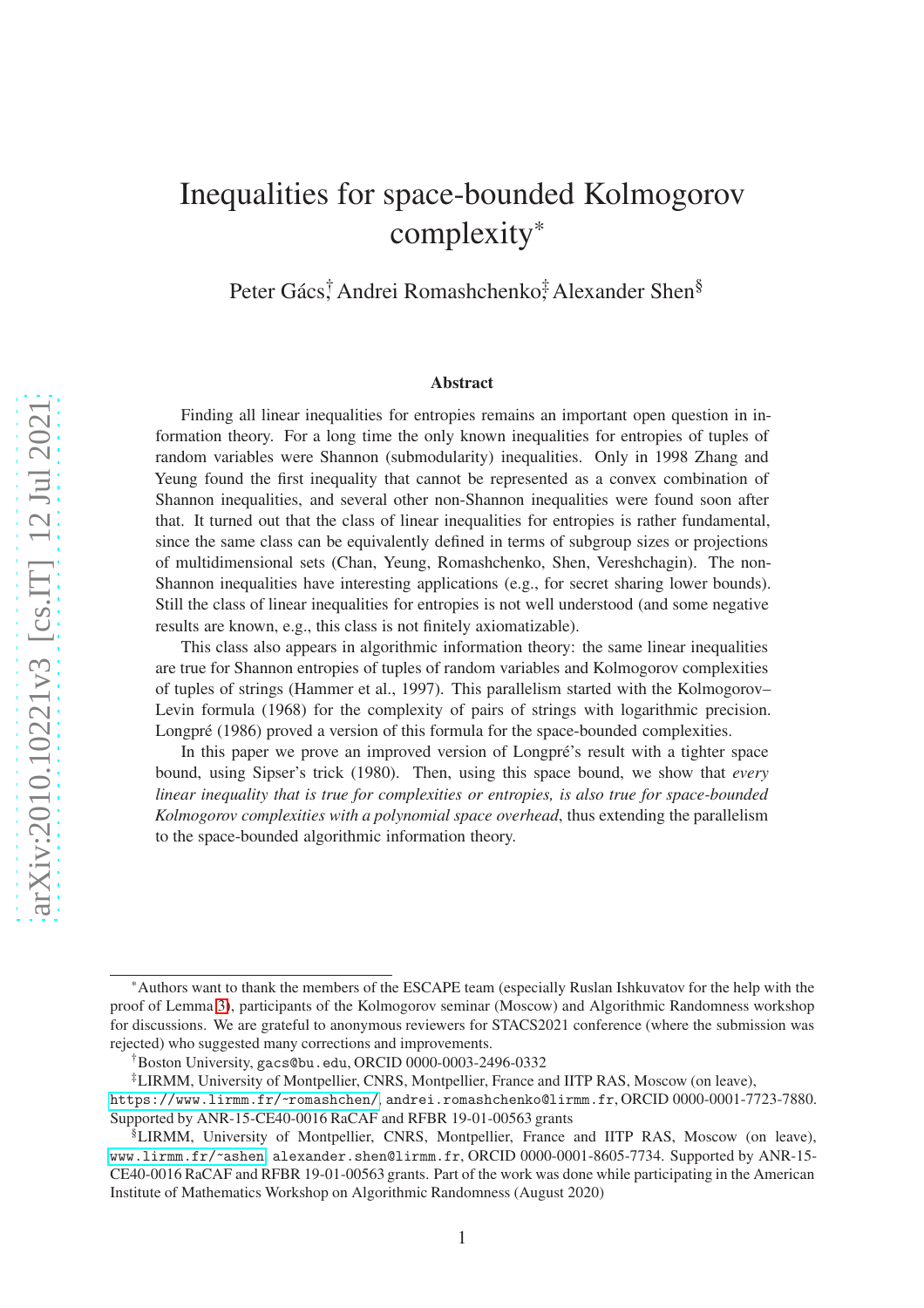# Inequalities for space-bounded Kolmogorov complexity*

Peter Gács,[†] Andrei Romashchenko,[‡] Alexander Shen[§]

### Abstract

Finding all linear inequalities for entropies remains an important open question in information theory. For a long time the only known inequalities for entropies of tuples of random variables were Shannon (submodularity) inequalities. Only in 1998 Zhang and Yeung found the first inequality that cannot be represented as a convex combination of Shannon inequalities, and several other non-Shannon inequalities were found soon after that. It turned out that the class of linear inequalities for entropies is rather fundamental, since the same class can be equivalently defined in terms of subgroup sizes or projections of multidimensional sets (Chan, Yeung, Romashchenko, Shen, Vereshchagin). The non-Shannon inequalities have interesting applications (e.g., for secret sharing lower bounds). Still the class of linear inequalities for entropies is not well understood (and some negative results are known, e.g., this class is not finitely axiomatizable).

This class also appears in algorithmic information theory: the same linear inequalities are true for Shannon entropies of tuples of random variables and Kolmogorov complexities of tuples of strings (Hammer et al., 1997). This parallelism started with the Kolmogorov–Levin formula (1968) for the complexity of pairs of strings with logarithmic precision. Longpré (1986) proved a version of this formula for the space-bounded complexities.

In this paper we prove an improved version of Longpré's result with a tighter space bound, using Sipser's trick (1980). Then, using this space bound, we show that *every linear inequality that is true for complexities or entropies, is also true for space-bounded Kolmogorov complexities with a polynomial space overhead*, thus extending the parallelism to the space-bounded algorithmic information theory.

---

*Authors want to thank the members of the ESCAPE team (especially Ruslan Ishkuvatov for the help with the proof of Lemma 3), participants of the Kolmogorov seminar (Moscow) and Algorithmic Randomness workshop for discussions. We are grateful to anonymous reviewers for STACS2021 conference (where the submission was rejected) who suggested many corrections and improvements.

†Boston University, gacs@bu.edu, ORCID 0000-0003-2496-0332

‡LIRMM, University of Montpellier, CNRS, Montpellier, France and IITP RAS, Moscow (on leave), https://www.lirmm.fr/~romashchen/, andrei.romashchenko@lirmm.fr, ORCID 0000-0001-7723-7880. Supported by ANR-15-CE40-0016 RaCAF and RFBR 19-01-00563 grants

§LIRMM, University of Montpellier, CNRS, Montpellier, France and IITP RAS, Moscow (on leave), www.lirmm.fr/~ashen, alexander.shen@lirmm.fr, ORCID 0000-0001-8605-7734. Supported by ANR-15-CE40-0016 RaCAF and RFBR 19-01-00563 grants. Part of the work was done while participating in the American Institute of Mathematics Workshop on Algorithmic Randomness (August 2020)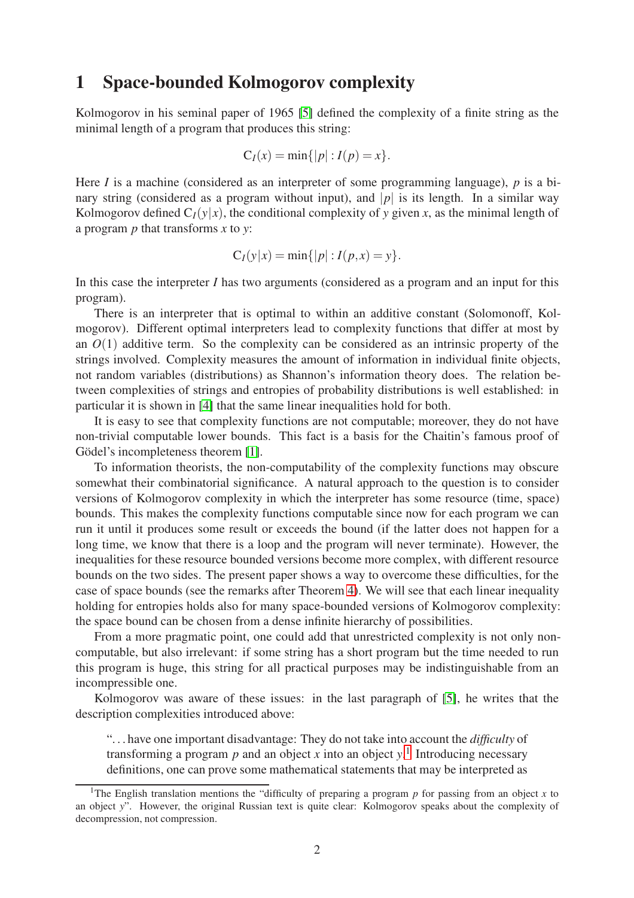# 1 Space-bounded Kolmogorov complexity

Kolmogorov in his seminal paper of 1965 [5] defined the complexity of a finite string as the minimal length of a program that produces this string:

$$\mathrm{C}_I(x) = \min\{|p| : I(p) = x\}.$$

Here $I$ is a machine (considered as an interpreter of some programming language), $p$ is a binary string (considered as a program without input), and $|p|$ is its length. In a similar way Kolmogorov defined $\mathrm{C}_I(y|x)$, the conditional complexity of $y$ given $x$, as the minimal length of a program $p$ that transforms $x$ to $y$:

$$\mathrm{C}_I(y|x) = \min\{|p| : I(p,x) = y\}.$$

In this case the interpreter $I$ has two arguments (considered as a program and an input for this program).

There is an interpreter that is optimal to within an additive constant (Solomonoff, Kolmogorov). Different optimal interpreters lead to complexity functions that differ at most by an $O(1)$ additive term. So the complexity can be considered as an intrinsic property of the strings involved. Complexity measures the amount of information in individual finite objects, not random variables (distributions) as Shannon's information theory does. The relation between complexities of strings and entropies of probability distributions is well established: in particular it is shown in [4] that the same linear inequalities hold for both.

It is easy to see that complexity functions are not computable; moreover, they do not have non-trivial computable lower bounds. This fact is a basis for the Chaitin's famous proof of Gödel's incompleteness theorem [1].

To information theorists, the non-computability of the complexity functions may obscure somewhat their combinatorial significance. A natural approach to the question is to consider versions of Kolmogorov complexity in which the interpreter has some resource (time, space) bounds. This makes the complexity functions computable since now for each program we can run it until it produces some result or exceeds the bound (if the latter does not happen for a long time, we know that there is a loop and the program will never terminate). However, the inequalities for these resource bounded versions become more complex, with different resource bounds on the two sides. The present paper shows a way to overcome these difficulties, for the case of space bounds (see the remarks after Theorem 4). We will see that each linear inequality holding for entropies holds also for many space-bounded versions of Kolmogorov complexity: the space bound can be chosen from a dense infinite hierarchy of possibilities.

From a more pragmatic point, one could add that unrestricted complexity is not only non-computable, but also irrelevant: if some string has a short program but the time needed to run this program is huge, this string for all practical purposes may be indistinguishable from an incompressible one.

Kolmogorov was aware of these issues: in the last paragraph of [5], he writes that the description complexities introduced above:

> "...have one important disadvantage: They do not take into account the *difficulty* of transforming a program $p$ and an object $x$ into an object $y$.[1] Introducing necessary definitions, one can prove some mathematical statements that may be interpreted as

[1] The English translation mentions the "difficulty of preparing a program $p$ for passing from an object $x$ to an object $y$". However, the original Russian text is quite clear: Kolmogorov speaks about the complexity of decompression, not compression.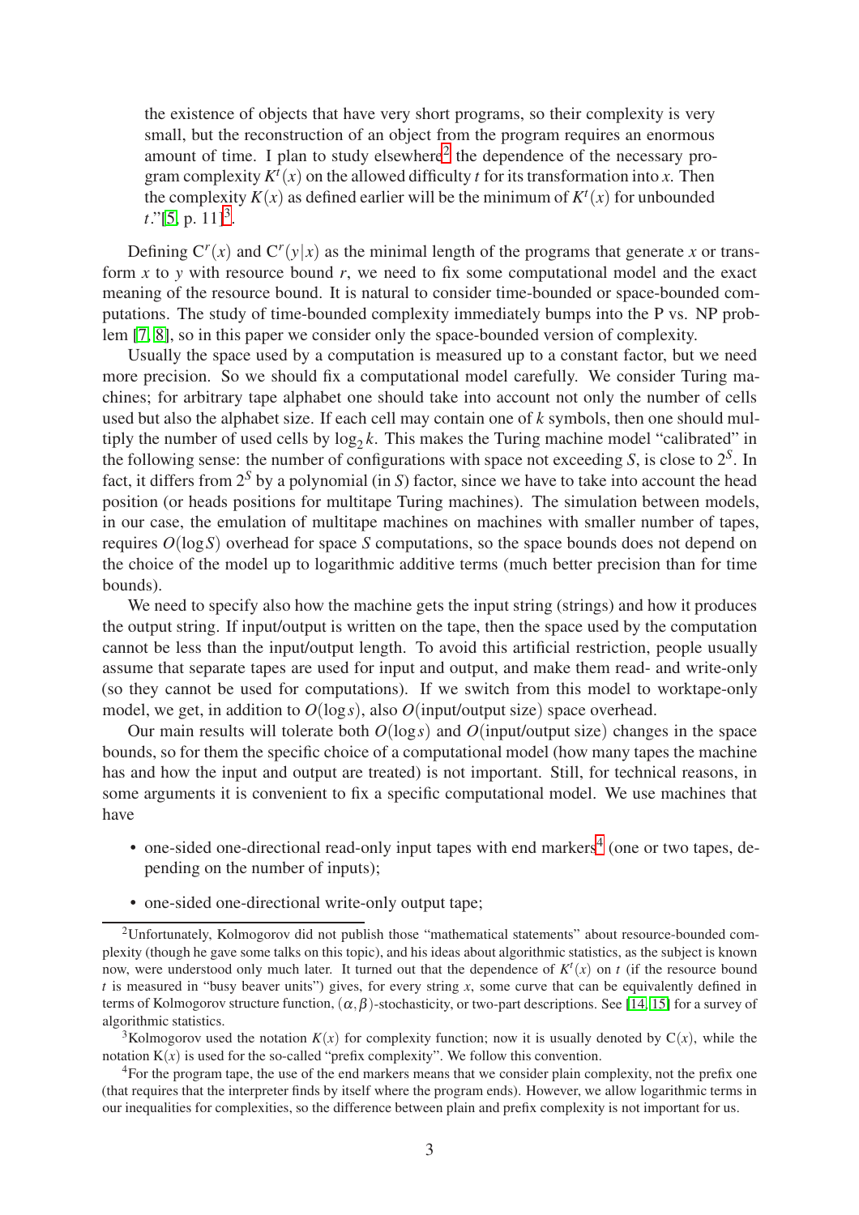the existence of objects that have very short programs, so their complexity is very small, but the reconstruction of an object from the program requires an enormous amount of time. I plan to study elsewhere[2] the dependence of the necessary program complexity $K^t(x)$ on the allowed difficulty $t$ for its transformation into $x$. Then the complexity $K(x)$ as defined earlier will be the minimum of $K^t(x)$ for unbounded $t$."[5, p. 11][3].

Defining $\mathrm{C}^r(x)$ and $\mathrm{C}^r(y|x)$ as the minimal length of the programs that generate $x$ or transform $x$ to $y$ with resource bound $r$, we need to fix some computational model and the exact meaning of the resource bound. It is natural to consider time-bounded or space-bounded computations. The study of time-bounded complexity immediately bumps into the P vs. NP problem [7, 8], so in this paper we consider only the space-bounded version of complexity.

Usually the space used by a computation is measured up to a constant factor, but we need more precision. So we should fix a computational model carefully. We consider Turing machines; for arbitrary tape alphabet one should take into account not only the number of cells used but also the alphabet size. If each cell may contain one of $k$ symbols, then one should multiply the number of used cells by $\log_2 k$. This makes the Turing machine model "calibrated" in the following sense: the number of configurations with space not exceeding $S$, is close to $2^S$. In fact, it differs from $2^S$ by a polynomial (in $S$) factor, since we have to take into account the head position (or heads positions for multitape Turing machines). The simulation between models, in our case, the emulation of multitape machines on machines with smaller number of tapes, requires $O(\log S)$ overhead for space $S$ computations, so the space bounds does not depend on the choice of the model up to logarithmic additive terms (much better precision than for time bounds).

We need to specify also how the machine gets the input string (strings) and how it produces the output string. If input/output is written on the tape, then the space used by the computation cannot be less than the input/output length. To avoid this artificial restriction, people usually assume that separate tapes are used for input and output, and make them read- and write-only (so they cannot be used for computations). If we switch from this model to worktape-only model, we get, in addition to $O(\log s)$, also $O(\text{input/output size})$ space overhead.

Our main results will tolerate both $O(\log s)$ and $O(\text{input/output size})$ changes in the space bounds, so for them the specific choice of a computational model (how many tapes the machine has and how the input and output are treated) is not important. Still, for technical reasons, in some arguments it is convenient to fix a specific computational model. We use machines that have

- one-sided one-directional read-only input tapes with end markers[4] (one or two tapes, depending on the number of inputs);
- one-sided one-directional write-only output tape;

[2] Unfortunately, Kolmogorov did not publish those "mathematical statements" about resource-bounded complexity (though he gave some talks on this topic), and his ideas about algorithmic statistics, as the subject is known now, were understood only much later. It turned out that the dependence of $K^t(x)$ on $t$ (if the resource bound $t$ is measured in "busy beaver units") gives, for every string $x$, some curve that can be equivalently defined in terms of Kolmogorov structure function, $(\alpha,\beta)$-stochasticity, or two-part descriptions. See [14, 15] for a survey of algorithmic statistics.

[3] Kolmogorov used the notation $K(x)$ for complexity function; now it is usually denoted by $\mathrm{C}(x)$, while the notation $\mathrm{K}(x)$ is used for the so-called "prefix complexity". We follow this convention.

[4] For the program tape, the use of the end markers means that we consider plain complexity, not the prefix one (that requires that the interpreter finds by itself where the program ends). However, we allow logarithmic terms in our inequalities for complexities, so the difference between plain and prefix complexity is not important for us.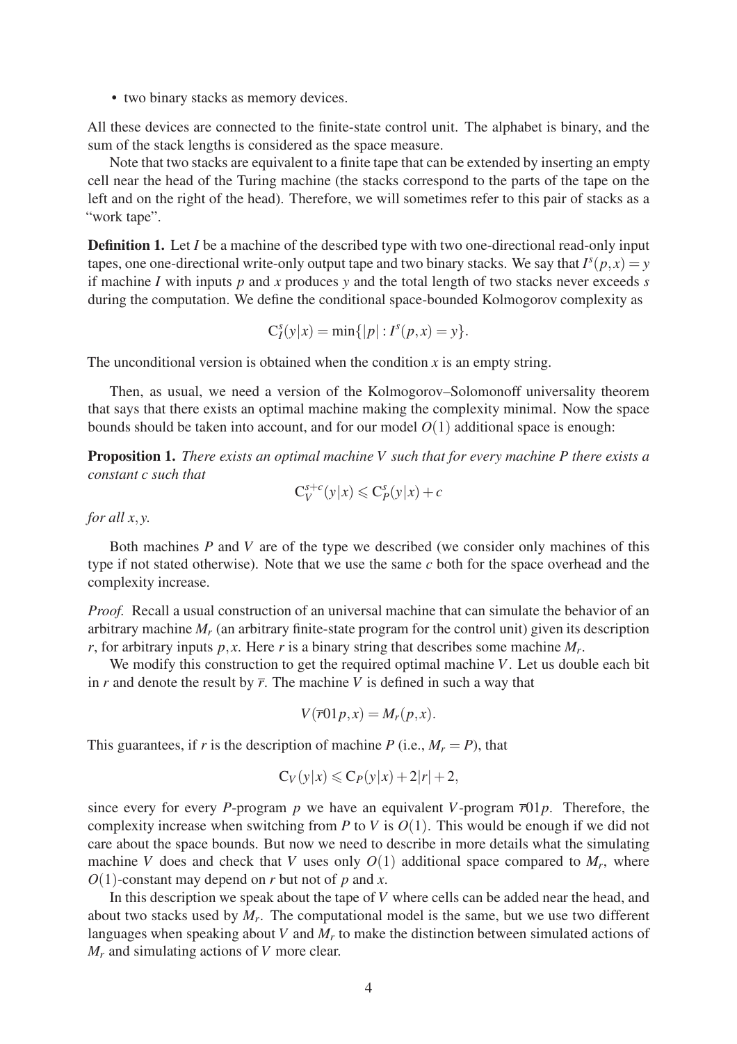- two binary stacks as memory devices.

All these devices are connected to the finite-state control unit. The alphabet is binary, and the sum of the stack lengths is considered as the space measure.

Note that two stacks are equivalent to a finite tape that can be extended by inserting an empty cell near the head of the Turing machine (the stacks correspond to the parts of the tape on the left and on the right of the head). Therefore, we will sometimes refer to this pair of stacks as a "work tape".

**Definition 1.** Let $I$ be a machine of the described type with two one-directional read-only input tapes, one one-directional write-only output tape and two binary stacks. We say that $I^s(p,x) = y$ if machine $I$ with inputs $p$ and $x$ produces $y$ and the total length of two stacks never exceeds $s$ during the computation. We define the conditional space-bounded Kolmogorov complexity as

$$\mathrm{C}_I^s(y|x) = \min\{|p| : I^s(p,x) = y\}.$$

The unconditional version is obtained when the condition $x$ is an empty string.

Then, as usual, we need a version of the Kolmogorov–Solomonoff universality theorem that says that there exists an optimal machine making the complexity minimal. Now the space bounds should be taken into account, and for our model $O(1)$ additional space is enough:

**Proposition 1.** *There exists an optimal machine $V$ such that for every machine $P$ there exists a constant $c$ such that*

$$\mathrm{C}_V^{s+c}(y|x) \leqslant \mathrm{C}_P^s(y|x) + c$$

*for all $x, y$.*

Both machines $P$ and $V$ are of the type we described (we consider only machines of this type if not stated otherwise). Note that we use the same $c$ both for the space overhead and the complexity increase.

*Proof.* Recall a usual construction of an universal machine that can simulate the behavior of an arbitrary machine $M_r$ (an arbitrary finite-state program for the control unit) given its description $r$, for arbitrary inputs $p, x$. Here $r$ is a binary string that describes some machine $M_r$.

We modify this construction to get the required optimal machine $V$. Let us double each bit in $r$ and denote the result by $\overline{r}$. The machine $V$ is defined in such a way that

$$V(\overline{r}01p, x) = M_r(p,x).$$

This guarantees, if $r$ is the description of machine $P$ (i.e., $M_r = P$), that

$$\mathrm{C}_V(y|x) \leqslant \mathrm{C}_P(y|x) + 2|r| + 2,$$

since every for every $P$-program $p$ we have an equivalent $V$-program $\overline{r}01p$. Therefore, the complexity increase when switching from $P$ to $V$ is $O(1)$. This would be enough if we did not care about the space bounds. But now we need to describe in more details what the simulating machine $V$ does and check that $V$ uses only $O(1)$ additional space compared to $M_r$, where $O(1)$-constant may depend on $r$ but not of $p$ and $x$.

In this description we speak about the tape of $V$ where cells can be added near the head, and about two stacks used by $M_r$. The computational model is the same, but we use two different languages when speaking about $V$ and $M_r$ to make the distinction between simulated actions of $M_r$ and simulating actions of $V$ more clear.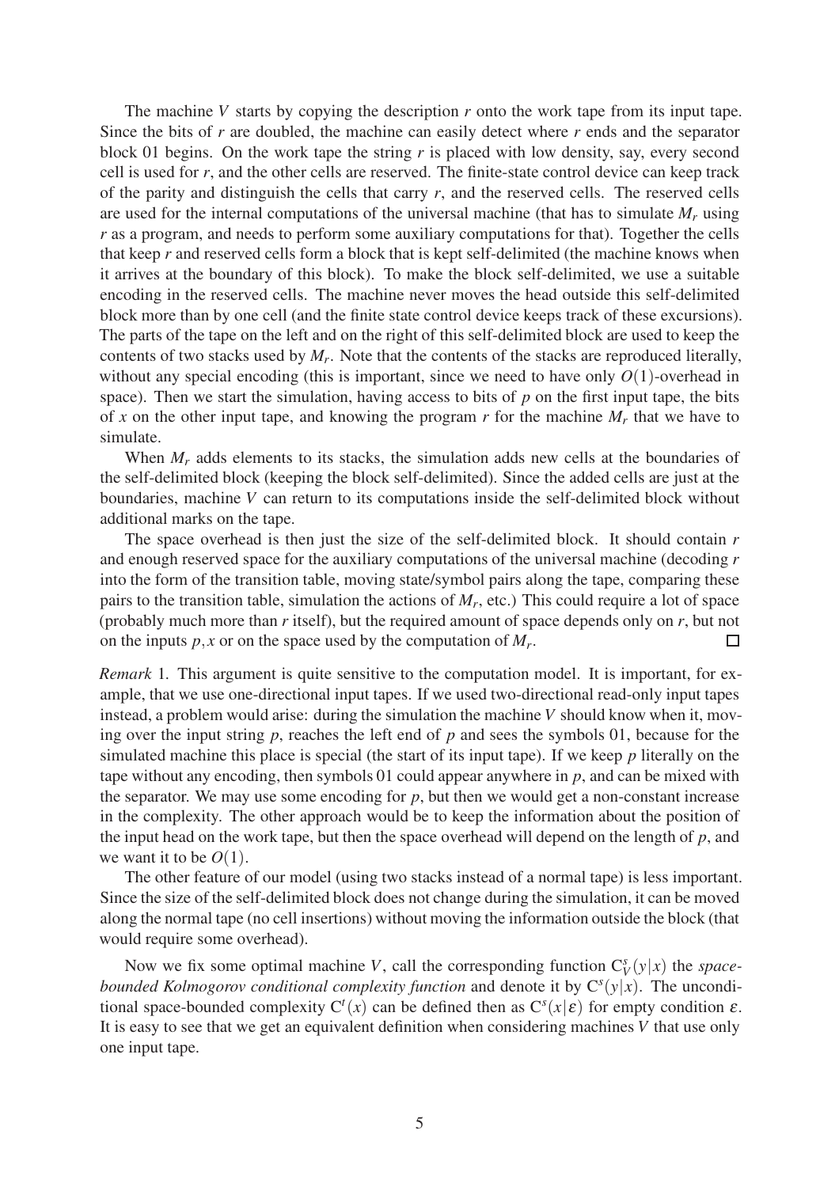The machine $V$ starts by copying the description $r$ onto the work tape from its input tape. Since the bits of $r$ are doubled, the machine can easily detect where $r$ ends and the separator block 01 begins. On the work tape the string $r$ is placed with low density, say, every second cell is used for $r$, and the other cells are reserved. The finite-state control device can keep track of the parity and distinguish the cells that carry $r$, and the reserved cells. The reserved cells are used for the internal computations of the universal machine (that has to simulate $M_r$ using $r$ as a program, and needs to perform some auxiliary computations for that). Together the cells that keep $r$ and reserved cells form a block that is kept self-delimited (the machine knows when it arrives at the boundary of this block). To make the block self-delimited, we use a suitable encoding in the reserved cells. The machine never moves the head outside this self-delimited block more than by one cell (and the finite state control device keeps track of these excursions). The parts of the tape on the left and on the right of this self-delimited block are used to keep the contents of two stacks used by $M_r$. Note that the contents of the stacks are reproduced literally, without any special encoding (this is important, since we need to have only $O(1)$-overhead in space). Then we start the simulation, having access to bits of $p$ on the first input tape, the bits of $x$ on the other input tape, and knowing the program $r$ for the machine $M_r$ that we have to simulate.

When $M_r$ adds elements to its stacks, the simulation adds new cells at the boundaries of the self-delimited block (keeping the block self-delimited). Since the added cells are just at the boundaries, machine $V$ can return to its computations inside the self-delimited block without additional marks on the tape.

The space overhead is then just the size of the self-delimited block. It should contain $r$ and enough reserved space for the auxiliary computations of the universal machine (decoding $r$ into the form of the transition table, moving state/symbol pairs along the tape, comparing these pairs to the transition table, simulation the actions of $M_r$, etc.) This could require a lot of space (probably much more than $r$ itself), but the required amount of space depends only on $r$, but not on the inputs $p, x$ or on the space used by the computation of $M_r$. □

*Remark* 1. This argument is quite sensitive to the computation model. It is important, for example, that we use one-directional input tapes. If we used two-directional read-only input tapes instead, a problem would arise: during the simulation the machine $V$ should know when it, moving over the input string $p$, reaches the left end of $p$ and sees the symbols 01, because for the simulated machine this place is special (the start of its input tape). If we keep $p$ literally on the tape without any encoding, then symbols 01 could appear anywhere in $p$, and can be mixed with the separator. We may use some encoding for $p$, but then we would get a non-constant increase in the complexity. The other approach would be to keep the information about the position of the input head on the work tape, but then the space overhead will depend on the length of $p$, and we want it to be $O(1)$.

The other feature of our model (using two stacks instead of a normal tape) is less important. Since the size of the self-delimited block does not change during the simulation, it can be moved along the normal tape (no cell insertions) without moving the information outside the block (that would require some overhead).

Now we fix some optimal machine $V$, call the corresponding function $\mathrm{C}^s_V(y|x)$ the *space-bounded Kolmogorov conditional complexity function* and denote it by $\mathrm{C}^s(y|x)$. The unconditional space-bounded complexity $\mathrm{C}^t(x)$ can be defined then as $\mathrm{C}^s(x|\varepsilon)$ for empty condition $\varepsilon$. It is easy to see that we get an equivalent definition when considering machines $V$ that use only one input tape.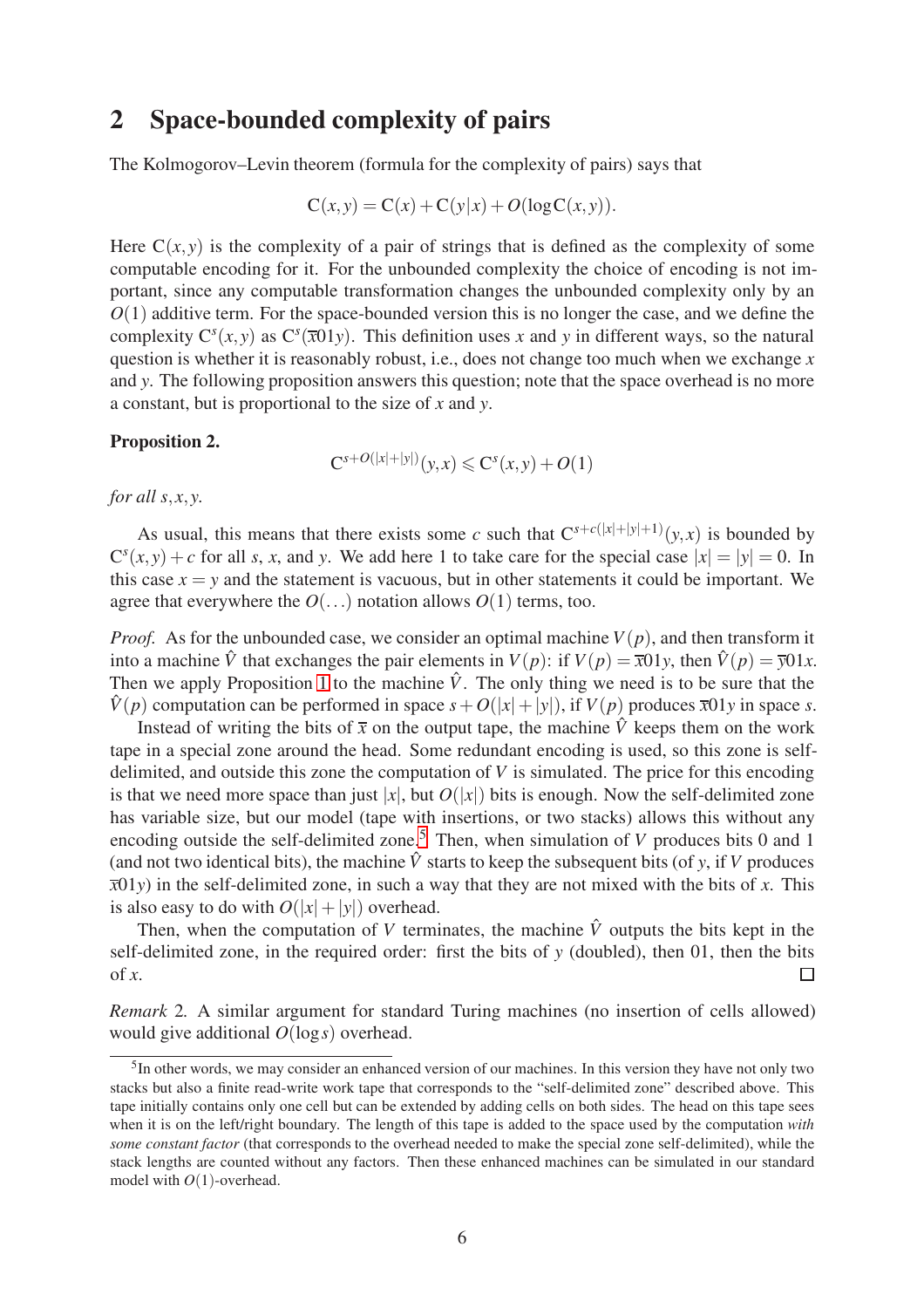## 2 Space-bounded complexity of pairs

The Kolmogorov–Levin theorem (formula for the complexity of pairs) says that

$$\mathrm{C}(x,y) = \mathrm{C}(x) + \mathrm{C}(y|x) + O(\log \mathrm{C}(x,y)).$$

Here $\mathrm{C}(x,y)$ is the complexity of a pair of strings that is defined as the complexity of some computable encoding for it. For the unbounded complexity the choice of encoding is not important, since any computable transformation changes the unbounded complexity only by an $O(1)$ additive term. For the space-bounded version this is no longer the case, and we define the complexity $\mathrm{C}^s(x,y)$ as $\mathrm{C}^s(\overline{x}01y)$. This definition uses $x$ and $y$ in different ways, so the natural question is whether it is reasonably robust, i.e., does not change too much when we exchange $x$ and $y$. The following proposition answers this question; note that the space overhead is no more a constant, but is proportional to the size of $x$ and $y$.

**Proposition 2.**

$$\mathrm{C}^{s+O(|x|+|y|)}(y,x) \leqslant \mathrm{C}^s(x,y) + O(1)$$

*for all $s,x,y$.*

As usual, this means that there exists some $c$ such that $\mathrm{C}^{s+c(|x|+|y|+1)}(y,x)$ is bounded by $\mathrm{C}^s(x,y)+c$ for all $s$, $x$, and $y$. We add here 1 to take care for the special case $|x| = |y| = 0$. In this case $x = y$ and the statement is vacuous, but in other statements it could be important. We agree that everywhere the $O(\ldots)$ notation allows $O(1)$ terms, too.

*Proof.* As for the unbounded case, we consider an optimal machine $V(p)$, and then transform it into a machine $\hat{V}$ that exchanges the pair elements in $V(p)$: if $V(p) = \overline{x}01y$, then $\hat{V}(p) = \overline{y}01x$. Then we apply Proposition 1 to the machine $\hat{V}$. The only thing we need is to be sure that the $\hat{V}(p)$ computation can be performed in space $s + O(|x|+|y|)$, if $V(p)$ produces $\overline{x}01y$ in space $s$.

Instead of writing the bits of $\overline{x}$ on the output tape, the machine $\hat{V}$ keeps them on the work tape in a special zone around the head. Some redundant encoding is used, so this zone is self-delimited, and outside this zone the computation of $V$ is simulated. The price for this encoding is that we need more space than just $|x|$, but $O(|x|)$ bits is enough. Now the self-delimited zone has variable size, but our model (tape with insertions, or two stacks) allows this without any encoding outside the self-delimited zone.[5] Then, when simulation of $V$ produces bits 0 and 1 (and not two identical bits), the machine $\hat{V}$ starts to keep the subsequent bits (of $y$, if $V$ produces $\overline{x}01y$) in the self-delimited zone, in such a way that they are not mixed with the bits of $x$. This is also easy to do with $O(|x|+|y|)$ overhead.

Then, when the computation of $V$ terminates, the machine $\hat{V}$ outputs the bits kept in the self-delimited zone, in the required order: first the bits of $y$ (doubled), then 01, then the bits of $x$. □

*Remark* 2. A similar argument for standard Turing machines (no insertion of cells allowed) would give additional $O(\log s)$ overhead.

[5] In other words, we may consider an enhanced version of our machines. In this version they have not only two stacks but also a finite read-write work tape that corresponds to the "self-delimited zone" described above. This tape initially contains only one cell but can be extended by adding cells on both sides. The head on this tape sees when it is on the left/right boundary. The length of this tape is added to the space used by the computation *with some constant factor* (that corresponds to the overhead needed to make the special zone self-delimited), while the stack lengths are counted without any factors. Then these enhanced machines can be simulated in our standard model with $O(1)$-overhead.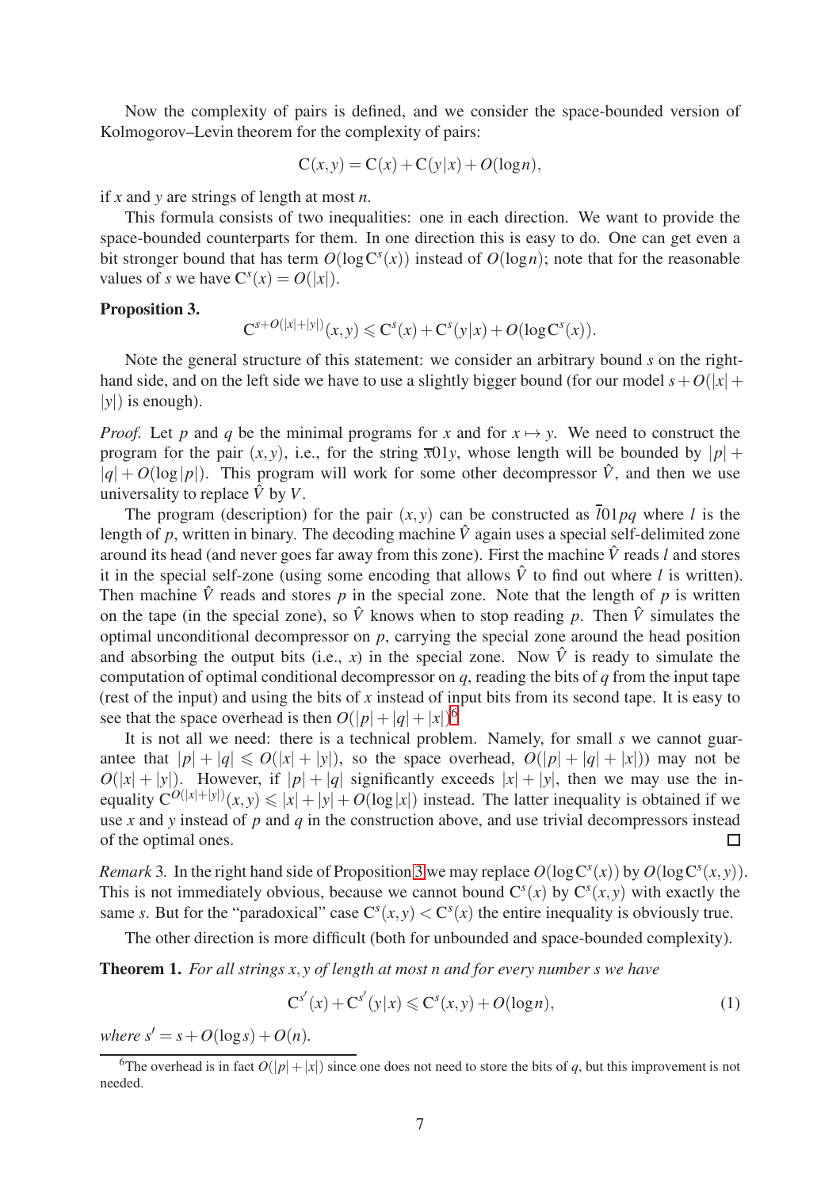Now the complexity of pairs is defined, and we consider the space-bounded version of Kolmogorov–Levin theorem for the complexity of pairs:

$$\mathrm{C}(x,y) = \mathrm{C}(x) + \mathrm{C}(y|x) + O(\log n),$$

if $x$ and $y$ are strings of length at most $n$.

This formula consists of two inequalities: one in each direction. We want to provide the space-bounded counterparts for them. In one direction this is easy to do. One can get even a bit stronger bound that has term $O(\log \mathrm{C}^s(x))$ instead of $O(\log n)$; note that for the reasonable values of $s$ we have $\mathrm{C}^s(x) = O(|x|)$.

**Proposition 3.**

$$\mathrm{C}^{s+O(|x|+|y|)}(x,y) \leqslant \mathrm{C}^s(x) + \mathrm{C}^s(y|x) + O(\log \mathrm{C}^s(x)).$$

Note the general structure of this statement: we consider an arbitrary bound $s$ on the right-hand side, and on the left side we have to use a slightly bigger bound (for our model $s + O(|x| + |y|)$ is enough).

*Proof.* Let $p$ and $q$ be the minimal programs for $x$ and for $x \mapsto y$. We need to construct the program for the pair $(x,y)$, i.e., for the string $\overline{x}01y$, whose length will be bounded by $|p| + |q| + O(\log|p|)$. This program will work for some other decompressor $\hat{V}$, and then we use universality to replace $\hat{V}$ by $V$.

The program (description) for the pair $(x,y)$ can be constructed as $\overline{l}01pq$ where $l$ is the length of $p$, written in binary. The decoding machine $\hat{V}$ again uses a special self-delimited zone around its head (and never goes far away from this zone). First the machine $\hat{V}$ reads $l$ and stores it in the special self-zone (using some encoding that allows $\hat{V}$ to find out where $l$ is written). Then machine $\hat{V}$ reads and stores $p$ in the special zone. Note that the length of $p$ is written on the tape (in the special zone), so $\hat{V}$ knows when to stop reading $p$. Then $\hat{V}$ simulates the optimal unconditional decompressor on $p$, carrying the special zone around the head position and absorbing the output bits (i.e., $x$) in the special zone. Now $\hat{V}$ is ready to simulate the computation of optimal conditional decompressor on $q$, reading the bits of $q$ from the input tape (rest of the input) and using the bits of $x$ instead of input bits from its second tape. It is easy to see that the space overhead is then $O(|p| + |q| + |x|)$[6]

It is not all we need: there is a technical problem. Namely, for small $s$ we cannot guarantee that $|p| + |q| \leqslant O(|x| + |y|)$, so the space overhead, $O(|p| + |q| + |x|))$ may not be $O(|x| + |y|)$. However, if $|p| + |q|$ significantly exceeds $|x| + |y|$, then we may use the inequality $\mathrm{C}^{O(|x|+|y|)}(x,y) \leqslant |x| + |y| + O(\log|x|)$ instead. The latter inequality is obtained if we use $x$ and $y$ instead of $p$ and $q$ in the construction above, and use trivial decompressors instead of the optimal ones. □

*Remark* 3. In the right hand side of Proposition 3 we may replace $O(\log \mathrm{C}^s(x))$ by $O(\log \mathrm{C}^s(x,y))$. This is not immediately obvious, because we cannot bound $\mathrm{C}^s(x)$ by $\mathrm{C}^s(x,y)$ with exactly the same $s$. But for the "paradoxical" case $\mathrm{C}^s(x,y) < \mathrm{C}^s(x)$ the entire inequality is obviously true.

The other direction is more difficult (both for unbounded and space-bounded complexity).

**Theorem 1.** *For all strings $x, y$ of length at most $n$ and for every number $s$ we have*

$$\mathrm{C}^{s'}(x) + \mathrm{C}^{s'}(y|x) \leqslant \mathrm{C}^s(x,y) + O(\log n), \tag{1}$$

*where $s' = s + O(\log s) + O(n)$.*

---

[6] The overhead is in fact $O(|p| + |x|)$ since one does not need to store the bits of $q$, but this improvement is not needed.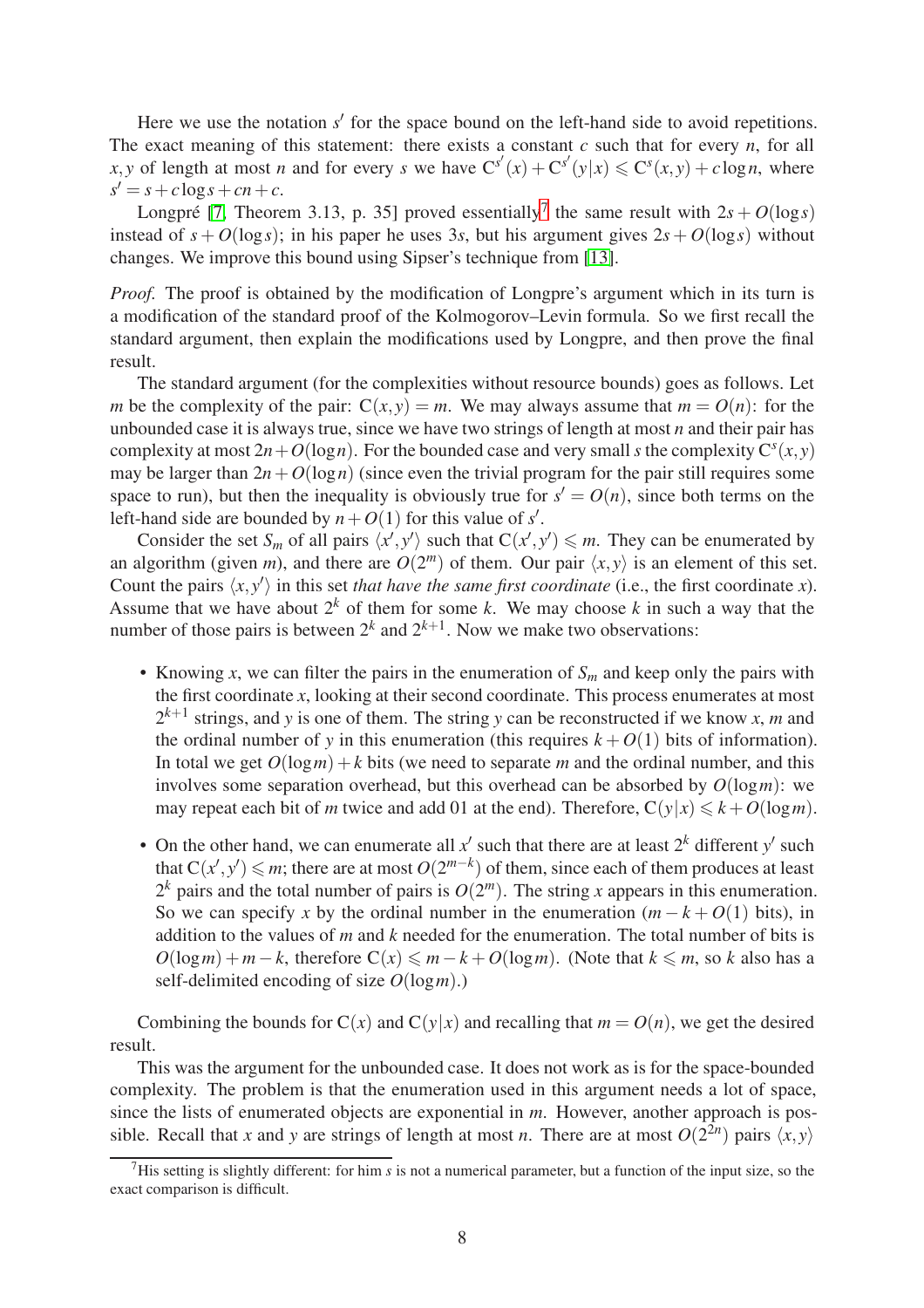Here we use the notation $s'$ for the space bound on the left-hand side to avoid repetitions. The exact meaning of this statement: there exists a constant $c$ such that for every $n$, for all $x, y$ of length at most $n$ and for every $s$ we have $\mathrm{C}^{s'}(x) + \mathrm{C}^{s'}(y|x) \leqslant \mathrm{C}^{s}(x,y) + c\log n$, where $s' = s + c\log s + cn + c$.

Longpré [7, Theorem 3.13, p. 35] proved essentially[7] the same result with $2s + O(\log s)$ instead of $s + O(\log s)$; in his paper he uses $3s$, but his argument gives $2s + O(\log s)$ without changes. We improve this bound using Sipser's technique from [13].

*Proof.* The proof is obtained by the modification of Longpre's argument which in its turn is a modification of the standard proof of the Kolmogorov–Levin formula. So we first recall the standard argument, then explain the modifications used by Longpre, and then prove the final result.

The standard argument (for the complexities without resource bounds) goes as follows. Let $m$ be the complexity of the pair: $\mathrm{C}(x,y) = m$. We may always assume that $m = O(n)$: for the unbounded case it is always true, since we have two strings of length at most $n$ and their pair has complexity at most $2n + O(\log n)$. For the bounded case and very small $s$ the complexity $\mathrm{C}^{s}(x,y)$ may be larger than $2n + O(\log n)$ (since even the trivial program for the pair still requires some space to run), but then the inequality is obviously true for $s' = O(n)$, since both terms on the left-hand side are bounded by $n + O(1)$ for this value of $s'$.

Consider the set $S_m$ of all pairs $\langle x', y' \rangle$ such that $\mathrm{C}(x', y') \leqslant m$. They can be enumerated by an algorithm (given $m$), and there are $O(2^m)$ of them. Our pair $\langle x, y \rangle$ is an element of this set. Count the pairs $\langle x, y' \rangle$ in this set *that have the same first coordinate* (i.e., the first coordinate $x$). Assume that we have about $2^k$ of them for some $k$. We may choose $k$ in such a way that the number of those pairs is between $2^k$ and $2^{k+1}$. Now we make two observations:

- Knowing $x$, we can filter the pairs in the enumeration of $S_m$ and keep only the pairs with the first coordinate $x$, looking at their second coordinate. This process enumerates at most $2^{k+1}$ strings, and $y$ is one of them. The string $y$ can be reconstructed if we know $x$, $m$ and the ordinal number of $y$ in this enumeration (this requires $k + O(1)$ bits of information). In total we get $O(\log m) + k$ bits (we need to separate $m$ and the ordinal number, and this involves some separation overhead, but this overhead can be absorbed by $O(\log m)$: we may repeat each bit of $m$ twice and add 01 at the end). Therefore, $\mathrm{C}(y|x) \leqslant k + O(\log m)$.
- On the other hand, we can enumerate all $x'$ such that there are at least $2^k$ different $y'$ such that $\mathrm{C}(x', y') \leqslant m$; there are at most $O(2^{m-k})$ of them, since each of them produces at least $2^k$ pairs and the total number of pairs is $O(2^m)$. The string $x$ appears in this enumeration. So we can specify $x$ by the ordinal number in the enumeration ($m - k + O(1)$ bits), in addition to the values of $m$ and $k$ needed for the enumeration. The total number of bits is $O(\log m) + m - k$, therefore $\mathrm{C}(x) \leqslant m - k + O(\log m)$. (Note that $k \leqslant m$, so $k$ also has a self-delimited encoding of size $O(\log m)$.)

Combining the bounds for $\mathrm{C}(x)$ and $\mathrm{C}(y|x)$ and recalling that $m = O(n)$, we get the desired result.

This was the argument for the unbounded case. It does not work as is for the space-bounded complexity. The problem is that the enumeration used in this argument needs a lot of space, since the lists of enumerated objects are exponential in $m$. However, another approach is possible. Recall that $x$ and $y$ are strings of length at most $n$. There are at most $O(2^{2n})$ pairs $\langle x, y \rangle$

[7] His setting is slightly different: for him $s$ is not a numerical parameter, but a function of the input size, so the exact comparison is difficult.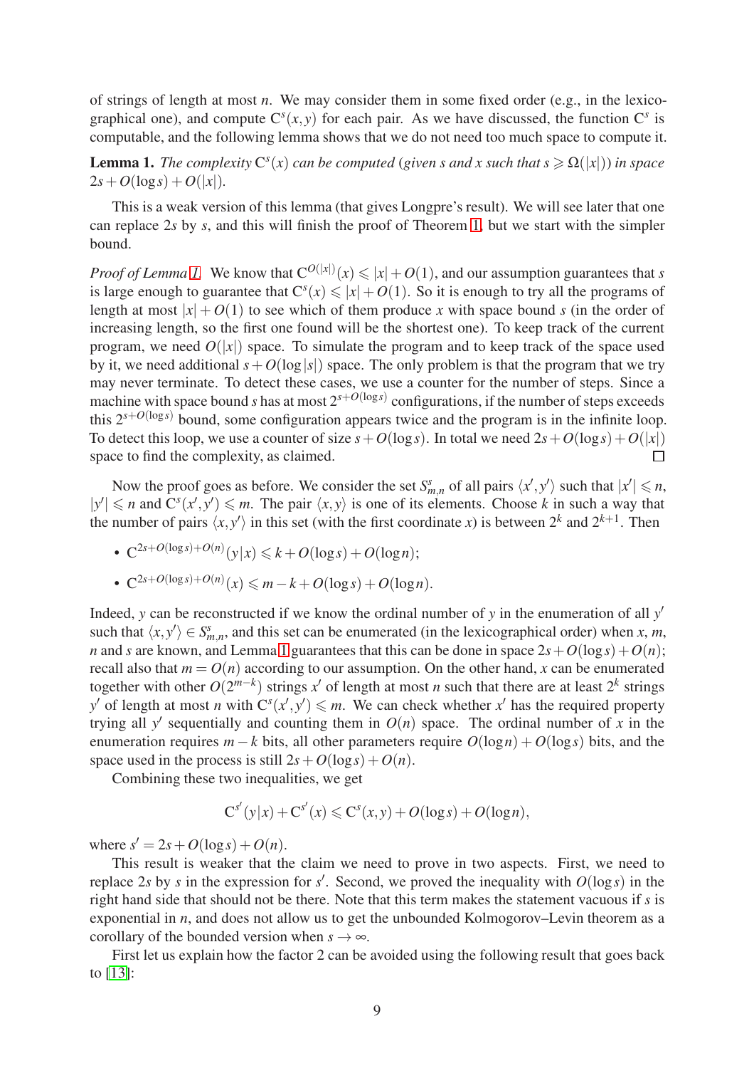of strings of length at most $n$. We may consider them in some fixed order (e.g., in the lexicographical one), and compute $\mathrm{C}^s(x,y)$ for each pair. As we have discussed, the function $\mathrm{C}^s$ is computable, and the following lemma shows that we do not need too much space to compute it.

**Lemma 1.** *The complexity $\mathrm{C}^s(x)$ can be computed (given $s$ and $x$ such that $s \geqslant \Omega(|x|)$) in space $2s + O(\log s) + O(|x|)$.*

This is a weak version of this lemma (that gives Longpre's result). We will see later that one can replace $2s$ by $s$, and this will finish the proof of Theorem 1, but we start with the simpler bound.

*Proof of Lemma 1.* We know that $\mathrm{C}^{O(|x|)}(x) \leqslant |x| + O(1)$, and our assumption guarantees that $s$ is large enough to guarantee that $\mathrm{C}^s(x) \leqslant |x| + O(1)$. So it is enough to try all the programs of length at most $|x| + O(1)$ to see which of them produce $x$ with space bound $s$ (in the order of increasing length, so the first one found will be the shortest one). To keep track of the current program, we need $O(|x|)$ space. To simulate the program and to keep track of the space used by it, we need additional $s + O(\log |s|)$ space. The only problem is that the program that we try may never terminate. To detect these cases, we use a counter for the number of steps. Since a machine with space bound $s$ has at most $2^{s+O(\log s)}$ configurations, if the number of steps exceeds this $2^{s+O(\log s)}$ bound, some configuration appears twice and the program is in the infinite loop. To detect this loop, we use a counter of size $s + O(\log s)$. In total we need $2s + O(\log s) + O(|x|)$ space to find the complexity, as claimed. □

Now the proof goes as before. We consider the set $S^s_{m,n}$ of all pairs $\langle x', y'\rangle$ such that $|x'| \leqslant n$, $|y'| \leqslant n$ and $\mathrm{C}^s(x', y') \leqslant m$. The pair $\langle x, y\rangle$ is one of its elements. Choose $k$ in such a way that the number of pairs $\langle x, y'\rangle$ in this set (with the first coordinate $x$) is between $2^k$ and $2^{k+1}$. Then

- $\mathrm{C}^{2s+O(\log s)+O(n)}(y|x) \leqslant k + O(\log s) + O(\log n)$;
- $\mathrm{C}^{2s+O(\log s)+O(n)}(x) \leqslant m - k + O(\log s) + O(\log n)$.

Indeed, $y$ can be reconstructed if we know the ordinal number of $y$ in the enumeration of all $y'$ such that $\langle x, y'\rangle \in S^s_{m,n}$, and this set can be enumerated (in the lexicographical order) when $x$, $m$, $n$ and $s$ are known, and Lemma 1 guarantees that this can be done in space $2s + O(\log s) + O(n)$; recall also that $m = O(n)$ according to our assumption. On the other hand, $x$ can be enumerated together with other $O(2^{m-k})$ strings $x'$ of length at most $n$ such that there are at least $2^k$ strings $y'$ of length at most $n$ with $\mathrm{C}^s(x', y') \leqslant m$. We can check whether $x'$ has the required property trying all $y'$ sequentially and counting them in $O(n)$ space. The ordinal number of $x$ in the enumeration requires $m - k$ bits, all other parameters require $O(\log n) + O(\log s)$ bits, and the space used in the process is still $2s + O(\log s) + O(n)$.

Combining these two inequalities, we get

$$\mathrm{C}^{s'}(y|x) + \mathrm{C}^{s'}(x) \leqslant \mathrm{C}^s(x,y) + O(\log s) + O(\log n),$$

where $s' = 2s + O(\log s) + O(n)$.

This result is weaker that the claim we need to prove in two aspects. First, we need to replace $2s$ by $s$ in the expression for $s'$. Second, we proved the inequality with $O(\log s)$ in the right hand side that should not be there. Note that this term makes the statement vacuous if $s$ is exponential in $n$, and does not allow us to get the unbounded Kolmogorov–Levin theorem as a corollary of the bounded version when $s \to \infty$.

First let us explain how the factor 2 can be avoided using the following result that goes back to [13]: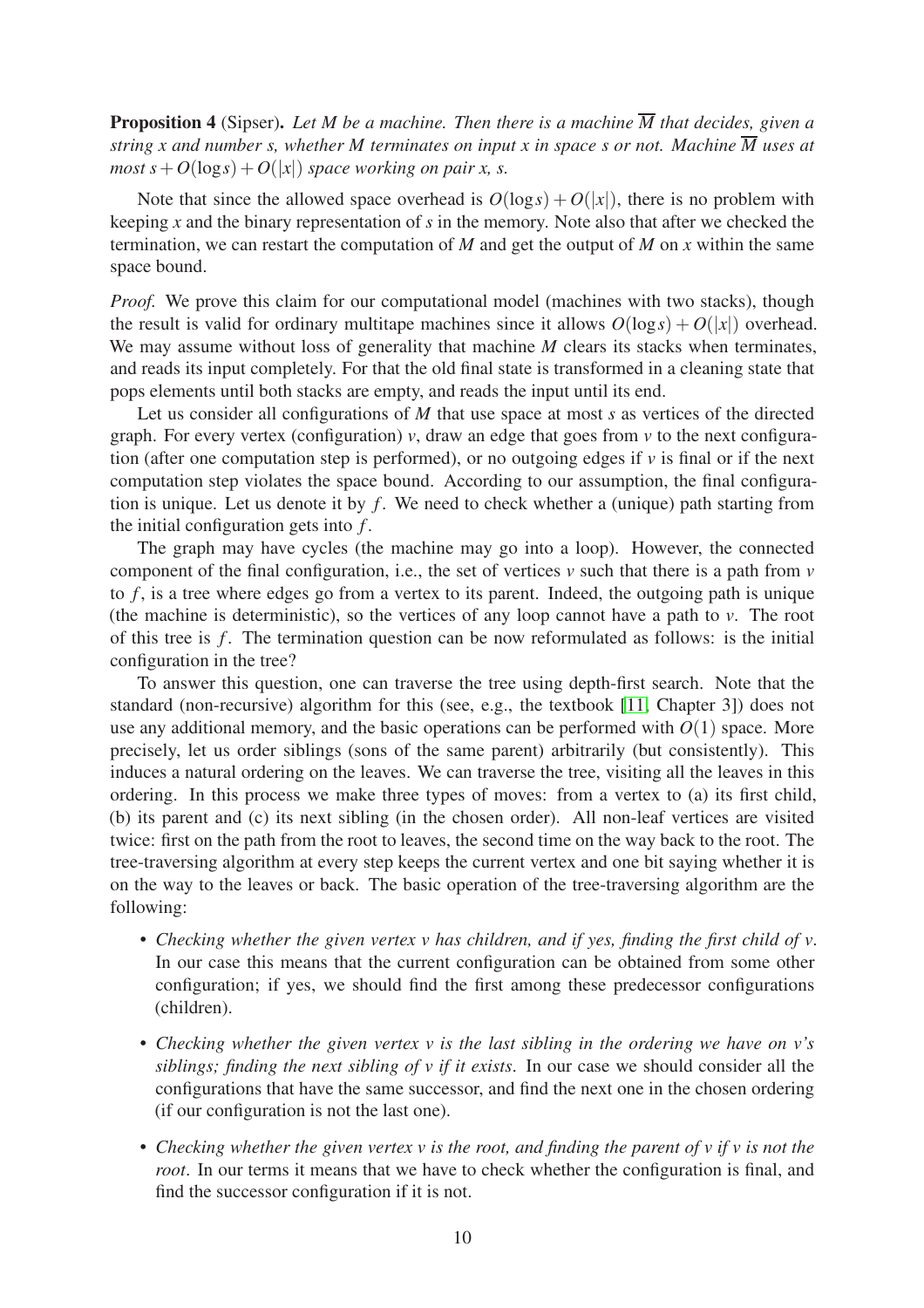**Proposition 4** (Sipser)**.** *Let $M$ be a machine. Then there is a machine $\overline{M}$ that decides, given a string $x$ and number $s$, whether $M$ terminates on input $x$ in space $s$ or not. Machine $\overline{M}$ uses at most $s + O(\log s) + O(|x|)$ space working on pair $x$, $s$.*

Note that since the allowed space overhead is $O(\log s) + O(|x|)$, there is no problem with keeping $x$ and the binary representation of $s$ in the memory. Note also that after we checked the termination, we can restart the computation of $M$ and get the output of $M$ on $x$ within the same space bound.

*Proof.* We prove this claim for our computational model (machines with two stacks), though the result is valid for ordinary multitape machines since it allows $O(\log s) + O(|x|)$ overhead. We may assume without loss of generality that machine $M$ clears its stacks when terminates, and reads its input completely. For that the old final state is transformed in a cleaning state that pops elements until both stacks are empty, and reads the input until its end.

Let us consider all configurations of $M$ that use space at most $s$ as vertices of the directed graph. For every vertex (configuration) $v$, draw an edge that goes from $v$ to the next configuration (after one computation step is performed), or no outgoing edges if $v$ is final or if the next computation step violates the space bound. According to our assumption, the final configuration is unique. Let us denote it by $f$. We need to check whether a (unique) path starting from the initial configuration gets into $f$.

The graph may have cycles (the machine may go into a loop). However, the connected component of the final configuration, i.e., the set of vertices $v$ such that there is a path from $v$ to $f$, is a tree where edges go from a vertex to its parent. Indeed, the outgoing path is unique (the machine is deterministic), so the vertices of any loop cannot have a path to $v$. The root of this tree is $f$. The termination question can be now reformulated as follows: is the initial configuration in the tree?

To answer this question, one can traverse the tree using depth-first search. Note that the standard (non-recursive) algorithm for this (see, e.g., the textbook [11, Chapter 3]) does not use any additional memory, and the basic operations can be performed with $O(1)$ space. More precisely, let us order siblings (sons of the same parent) arbitrarily (but consistently). This induces a natural ordering on the leaves. We can traverse the tree, visiting all the leaves in this ordering. In this process we make three types of moves: from a vertex to (a) its first child, (b) its parent and (c) its next sibling (in the chosen order). All non-leaf vertices are visited twice: first on the path from the root to leaves, the second time on the way back to the root. The tree-traversing algorithm at every step keeps the current vertex and one bit saying whether it is on the way to the leaves or back. The basic operation of the tree-traversing algorithm are the following:

- *Checking whether the given vertex $v$ has children, and if yes, finding the first child of $v$.* In our case this means that the current configuration can be obtained from some other configuration; if yes, we should find the first among these predecessor configurations (children).
- *Checking whether the given vertex $v$ is the last sibling in the ordering we have on $v$'s siblings; finding the next sibling of $v$ if it exists.* In our case we should consider all the configurations that have the same successor, and find the next one in the chosen ordering (if our configuration is not the last one).
- *Checking whether the given vertex $v$ is the root, and finding the parent of $v$ if $v$ is not the root.* In our terms it means that we have to check whether the configuration is final, and find the successor configuration if it is not.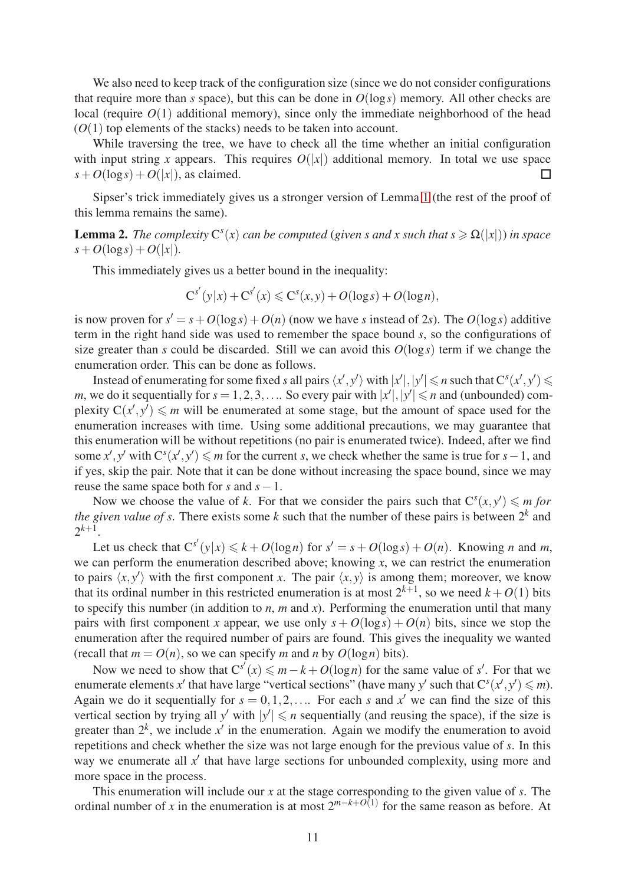We also need to keep track of the configuration size (since we do not consider configurations that require more than $s$ space), but this can be done in $O(\log s)$ memory. All other checks are local (require $O(1)$ additional memory), since only the immediate neighborhood of the head ($O(1)$ top elements of the stacks) needs to be taken into account.

While traversing the tree, we have to check all the time whether an initial configuration with input string $x$ appears. This requires $O(|x|)$ additional memory. In total we use space $s + O(\log s) + O(|x|)$, as claimed. □

Sipser's trick immediately gives us a stronger version of Lemma 1 (the rest of the proof of this lemma remains the same).

**Lemma 2.** *The complexity* $\mathrm{C}^s(x)$ *can be computed* (*given* $s$ *and* $x$ *such that* $s \geqslant \Omega(|x|)$) *in space* $s + O(\log s) + O(|x|)$.

This immediately gives us a better bound in the inequality:

$$\mathrm{C}^{s'}(y|x) + \mathrm{C}^{s'}(x) \leqslant \mathrm{C}^{s}(x,y) + O(\log s) + O(\log n),$$

is now proven for $s' = s + O(\log s) + O(n)$ (now we have $s$ instead of $2s$). The $O(\log s)$ additive term in the right hand side was used to remember the space bound $s$, so the configurations of size greater than $s$ could be discarded. Still we can avoid this $O(\log s)$ term if we change the enumeration order. This can be done as follows.

Instead of enumerating for some fixed $s$ all pairs $\langle x', y' \rangle$ with $|x'|, |y'| \leqslant n$ such that $\mathrm{C}^s(x', y') \leqslant m$, we do it sequentially for $s = 1, 2, 3, \ldots$. So every pair with $|x'|, |y'| \leqslant n$ and (unbounded) complexity $\mathrm{C}(x', y') \leqslant m$ will be enumerated at some stage, but the amount of space used for the enumeration increases with time. Using some additional precautions, we may guarantee that this enumeration will be without repetitions (no pair is enumerated twice). Indeed, after we find some $x', y'$ with $\mathrm{C}^s(x', y') \leqslant m$ for the current $s$, we check whether the same is true for $s - 1$, and if yes, skip the pair. Note that it can be done without increasing the space bound, since we may reuse the same space both for $s$ and $s - 1$.

Now we choose the value of $k$. For that we consider the pairs such that $\mathrm{C}^s(x, y') \leqslant m$ *for the given value of* $s$. There exists some $k$ such that the number of these pairs is between $2^k$ and $2^{k+1}$.

Let us check that $\mathrm{C}^{s'}(y|x) \leqslant k + O(\log n)$ for $s' = s + O(\log s) + O(n)$. Knowing $n$ and $m$, we can perform the enumeration described above; knowing $x$, we can restrict the enumeration to pairs $\langle x, y' \rangle$ with the first component $x$. The pair $\langle x, y \rangle$ is among them; moreover, we know that its ordinal number in this restricted enumeration is at most $2^{k+1}$, so we need $k + O(1)$ bits to specify this number (in addition to $n$, $m$ and $x$). Performing the enumeration until that many pairs with first component $x$ appear, we use only $s + O(\log s) + O(n)$ bits, since we stop the enumeration after the required number of pairs are found. This gives the inequality we wanted (recall that $m = O(n)$, so we can specify $m$ and $n$ by $O(\log n)$ bits).

Now we need to show that $\mathrm{C}^{s'}(x) \leqslant m - k + O(\log n)$ for the same value of $s'$. For that we enumerate elements $x'$ that have large "vertical sections" (have many $y'$ such that $\mathrm{C}^s(x', y') \leqslant m$). Again we do it sequentially for $s = 0, 1, 2, \ldots$. For each $s$ and $x'$ we can find the size of this vertical section by trying all $y'$ with $|y'| \leqslant n$ sequentially (and reusing the space), if the size is greater than $2^k$, we include $x'$ in the enumeration. Again we modify the enumeration to avoid repetitions and check whether the size was not large enough for the previous value of $s$. In this way we enumerate all $x'$ that have large sections for unbounded complexity, using more and more space in the process.

This enumeration will include our $x$ at the stage corresponding to the given value of $s$. The ordinal number of $x$ in the enumeration is at most $2^{m-k+O(1)}$ for the same reason as before. At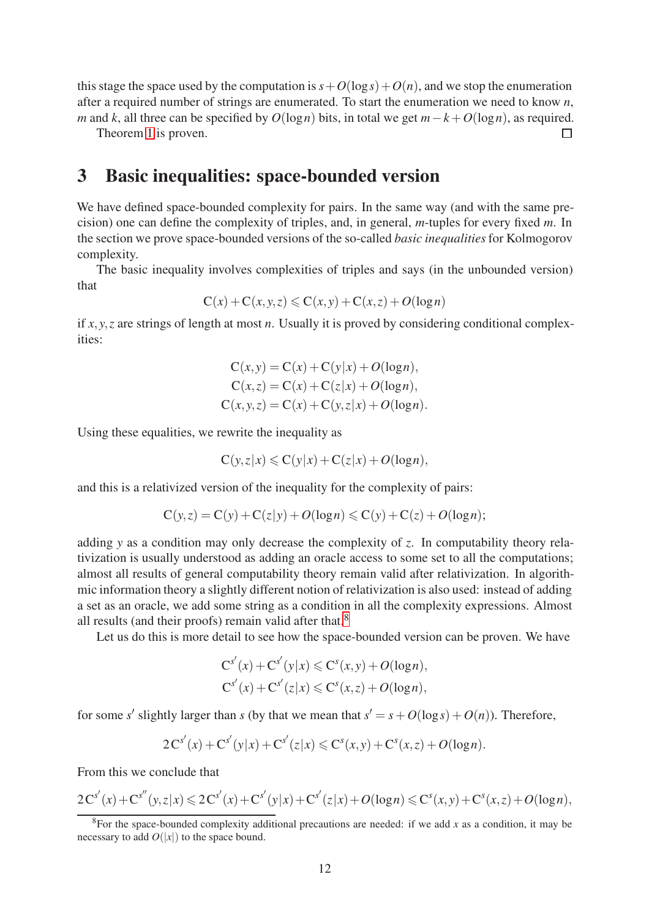this stage the space used by the computation is $s+O(\log s)+O(n)$, and we stop the enumeration after a required number of strings are enumerated. To start the enumeration we need to know $n$, $m$ and $k$, all three can be specified by $O(\log n)$ bits, in total we get $m-k+O(\log n)$, as required.

Theorem 1 is proven. $\square$

## 3 Basic inequalities: space-bounded version

We have defined space-bounded complexity for pairs. In the same way (and with the same precision) one can define the complexity of triples, and, in general, $m$-tuples for every fixed $m$. In the section we prove space-bounded versions of the so-called *basic inequalities* for Kolmogorov complexity.

The basic inequality involves complexities of triples and says (in the unbounded version) that

$$\mathrm{C}(x)+\mathrm{C}(x,y,z) \leqslant \mathrm{C}(x,y)+\mathrm{C}(x,z)+O(\log n)$$

if $x,y,z$ are strings of length at most $n$. Usually it is proved by considering conditional complexities:

$$\begin{aligned}
\mathrm{C}(x,y) &= \mathrm{C}(x)+\mathrm{C}(y|x)+O(\log n),\\
\mathrm{C}(x,z) &= \mathrm{C}(x)+\mathrm{C}(z|x)+O(\log n),\\
\mathrm{C}(x,y,z) &= \mathrm{C}(x)+\mathrm{C}(y,z|x)+O(\log n).
\end{aligned}$$

Using these equalities, we rewrite the inequality as

$$\mathrm{C}(y,z|x) \leqslant \mathrm{C}(y|x)+\mathrm{C}(z|x)+O(\log n),$$

and this is a relativized version of the inequality for the complexity of pairs:

$$\mathrm{C}(y,z) = \mathrm{C}(y)+\mathrm{C}(z|y)+O(\log n) \leqslant \mathrm{C}(y)+\mathrm{C}(z)+O(\log n);$$

adding $y$ as a condition may only decrease the complexity of $z$. In computability theory relativization is usually understood as adding an oracle access to some set to all the computations; almost all results of general computability theory remain valid after relativization. In algorithmic information theory a slightly different notion of relativization is also used: instead of adding a set as an oracle, we add some string as a condition in all the complexity expressions. Almost all results (and their proofs) remain valid after that.[8]

Let us do this is more detail to see how the space-bounded version can be proven. We have

$$\begin{aligned}
\mathrm{C}^{s'}(x)+\mathrm{C}^{s'}(y|x) &\leqslant \mathrm{C}^{s}(x,y)+O(\log n),\\
\mathrm{C}^{s'}(x)+\mathrm{C}^{s'}(z|x) &\leqslant \mathrm{C}^{s}(x,z)+O(\log n),
\end{aligned}$$

for some $s'$ slightly larger than $s$ (by that we mean that $s' = s+O(\log s)+O(n)$). Therefore,

$$2\,\mathrm{C}^{s'}(x)+\mathrm{C}^{s'}(y|x)+\mathrm{C}^{s'}(z|x) \leqslant \mathrm{C}^{s}(x,y)+\mathrm{C}^{s}(x,z)+O(\log n).$$

From this we conclude that

$$2\,\mathrm{C}^{s'}(x)+\mathrm{C}^{s''}(y,z|x) \leqslant 2\,\mathrm{C}^{s'}(x)+\mathrm{C}^{s'}(y|x)+\mathrm{C}^{s'}(z|x)+O(\log n) \leqslant \mathrm{C}^{s}(x,y)+\mathrm{C}^{s}(x,z)+O(\log n),$$

[8] For the space-bounded complexity additional precautions are needed: if we add $x$ as a condition, it may be necessary to add $O(|x|)$ to the space bound.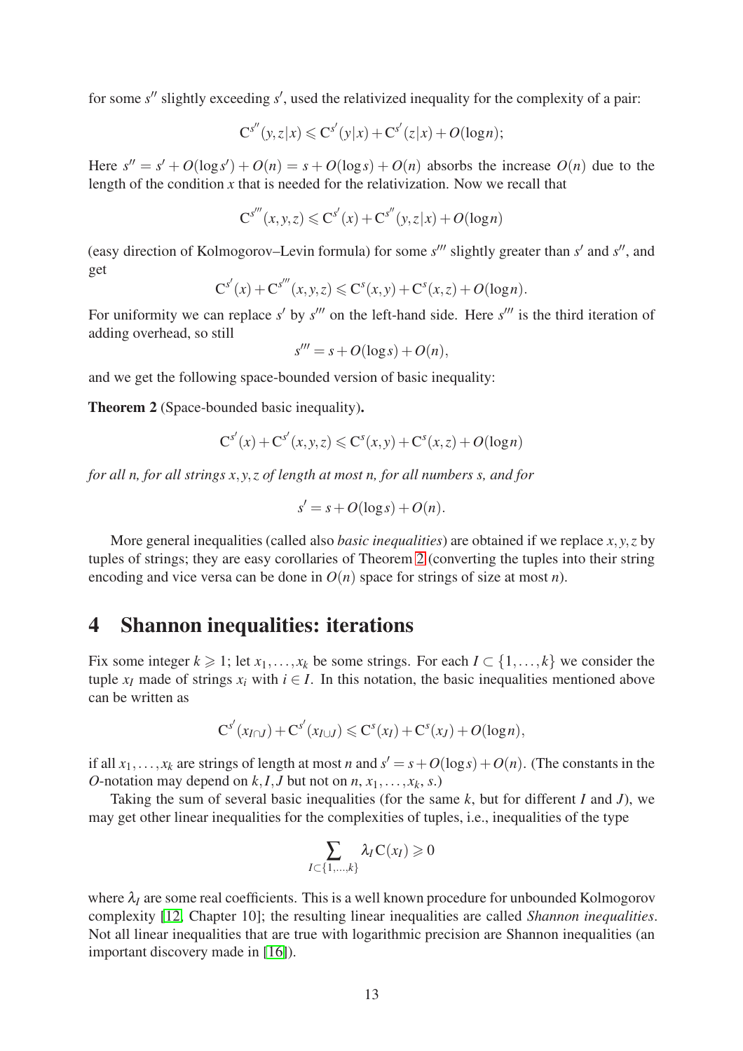for some $s''$ slightly exceeding $s'$, used the relativized inequality for the complexity of a pair:

$$\mathrm{C}^{s''}(y,z|x) \leqslant \mathrm{C}^{s'}(y|x) + \mathrm{C}^{s'}(z|x) + O(\log n);$$

Here $s'' = s' + O(\log s') + O(n) = s + O(\log s) + O(n)$ absorbs the increase $O(n)$ due to the length of the condition $x$ that is needed for the relativization. Now we recall that

$$\mathrm{C}^{s'''}(x,y,z) \leqslant \mathrm{C}^{s'}(x) + \mathrm{C}^{s''}(y,z|x) + O(\log n)$$

(easy direction of Kolmogorov–Levin formula) for some $s'''$ slightly greater than $s'$ and $s''$, and get

$$\mathrm{C}^{s'}(x) + \mathrm{C}^{s'''}(x,y,z) \leqslant \mathrm{C}^{s}(x,y) + \mathrm{C}^{s}(x,z) + O(\log n).$$

For uniformity we can replace $s'$ by $s'''$ on the left-hand side. Here $s'''$ is the third iteration of adding overhead, so still

$$s''' = s + O(\log s) + O(n),$$

and we get the following space-bounded version of basic inequality:

**Theorem 2** (Space-bounded basic inequality)**.**

$$\mathrm{C}^{s'}(x) + \mathrm{C}^{s'}(x,y,z) \leqslant \mathrm{C}^{s}(x,y) + \mathrm{C}^{s}(x,z) + O(\log n)$$

*for all n, for all strings $x,y,z$ of length at most n, for all numbers s, and for*

$$s' = s + O(\log s) + O(n).$$

More general inequalities (called also *basic inequalities*) are obtained if we replace $x,y,z$ by tuples of strings; they are easy corollaries of Theorem 2 (converting the tuples into their string encoding and vice versa can be done in $O(n)$ space for strings of size at most $n$).

## 4 Shannon inequalities: iterations

Fix some integer $k \geqslant 1$; let $x_1,\ldots,x_k$ be some strings. For each $I \subset \{1,\ldots,k\}$ we consider the tuple $x_I$ made of strings $x_i$ with $i \in I$. In this notation, the basic inequalities mentioned above can be written as

$$\mathrm{C}^{s'}(x_{I\cap J}) + \mathrm{C}^{s'}(x_{I\cup J}) \leqslant \mathrm{C}^{s}(x_I) + \mathrm{C}^{s}(x_J) + O(\log n),$$

if all $x_1,\ldots,x_k$ are strings of length at most $n$ and $s' = s + O(\log s) + O(n)$. (The constants in the $O$-notation may depend on $k, I, J$ but not on $n$, $x_1,\ldots,x_k$, $s$.)

Taking the sum of several basic inequalities (for the same $k$, but for different $I$ and $J$), we may get other linear inequalities for the complexities of tuples, i.e., inequalities of the type

$$\sum_{I\subset\{1,\ldots,k\}} \lambda_I \mathrm{C}(x_I) \geqslant 0$$

where $\lambda_I$ are some real coefficients. This is a well known procedure for unbounded Kolmogorov complexity [12, Chapter 10]; the resulting linear inequalities are called *Shannon inequalities*. Not all linear inequalities that are true with logarithmic precision are Shannon inequalities (an important discovery made in [16]).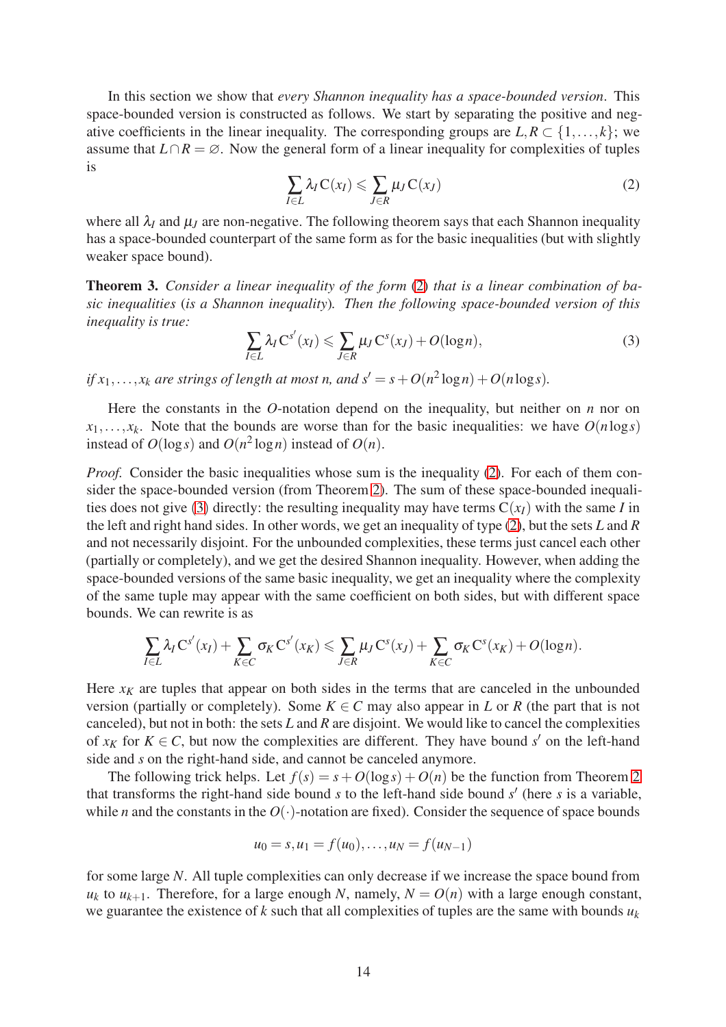In this section we show that *every Shannon inequality has a space-bounded version*. This space-bounded version is constructed as follows. We start by separating the positive and negative coefficients in the linear inequality. The corresponding groups are $L, R \subset \{1, \ldots, k\}$; we assume that $L \cap R = \varnothing$. Now the general form of a linear inequality for complexities of tuples is

$$\sum_{I \in L} \lambda_I \, \mathrm{C}(x_I) \leqslant \sum_{J \in R} \mu_J \, \mathrm{C}(x_J) \tag{2}$$

where all $\lambda_I$ and $\mu_J$ are non-negative. The following theorem says that each Shannon inequality has a space-bounded counterpart of the same form as for the basic inequalities (but with slightly weaker space bound).

**Theorem 3.** *Consider a linear inequality of the form* (2) *that is a linear combination of basic inequalities* (*is a Shannon inequality*)*. Then the following space-bounded version of this inequality is true:*

$$\sum_{I \in L} \lambda_I \, \mathrm{C}^{s'}(x_I) \leqslant \sum_{J \in R} \mu_J \, \mathrm{C}^{s}(x_J) + O(\log n), \tag{3}$$

*if $x_1, \ldots, x_k$ are strings of length at most $n$, and $s' = s + O(n^2 \log n) + O(n \log s)$.*

Here the constants in the $O$-notation depend on the inequality, but neither on $n$ nor on $x_1, \ldots, x_k$. Note that the bounds are worse than for the basic inequalities: we have $O(n \log s)$ instead of $O(\log s)$ and $O(n^2 \log n)$ instead of $O(n)$.

*Proof.* Consider the basic inequalities whose sum is the inequality (2). For each of them consider the space-bounded version (from Theorem 2). The sum of these space-bounded inequalities does not give (3) directly: the resulting inequality may have terms $\mathrm{C}(x_I)$ with the same $I$ in the left and right hand sides. In other words, we get an inequality of type (2), but the sets $L$ and $R$ and not necessarily disjoint. For the unbounded complexities, these terms just cancel each other (partially or completely), and we get the desired Shannon inequality. However, when adding the space-bounded versions of the same basic inequality, we get an inequality where the complexity of the same tuple may appear with the same coefficient on both sides, but with different space bounds. We can rewrite is as

$$\sum_{I \in L} \lambda_I \, \mathrm{C}^{s'}(x_I) + \sum_{K \in C} \sigma_K \, \mathrm{C}^{s'}(x_K) \leqslant \sum_{J \in R} \mu_J \, \mathrm{C}^{s}(x_J) + \sum_{K \in C} \sigma_K \, \mathrm{C}^{s}(x_K) + O(\log n).$$

Here $x_K$ are tuples that appear on both sides in the terms that are canceled in the unbounded version (partially or completely). Some $K \in C$ may also appear in $L$ or $R$ (the part that is not canceled), but not in both: the sets $L$ and $R$ are disjoint. We would like to cancel the complexities of $x_K$ for $K \in C$, but now the complexities are different. They have bound $s'$ on the left-hand side and $s$ on the right-hand side, and cannot be canceled anymore.

The following trick helps. Let $f(s) = s + O(\log s) + O(n)$ be the function from Theorem 2 that transforms the right-hand side bound $s$ to the left-hand side bound $s'$ (here $s$ is a variable, while $n$ and the constants in the $O(\cdot)$-notation are fixed). Consider the sequence of space bounds

$$u_0 = s, u_1 = f(u_0), \ldots, u_N = f(u_{N-1})$$

for some large $N$. All tuple complexities can only decrease if we increase the space bound from $u_k$ to $u_{k+1}$. Therefore, for a large enough $N$, namely, $N = O(n)$ with a large enough constant, we guarantee the existence of $k$ such that all complexities of tuples are the same with bounds $u_k$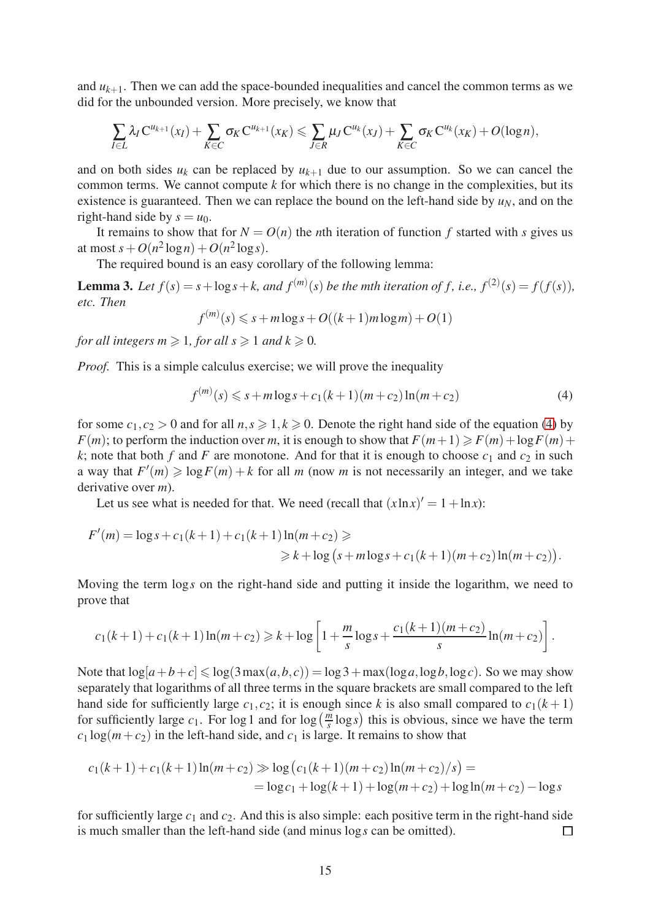and $u_{k+1}$. Then we can add the space-bounded inequalities and cancel the common terms as we did for the unbounded version. More precisely, we know that

$$\sum_{I\in L} \lambda_I \, \mathrm{C}^{u_{k+1}}(x_I) + \sum_{K\in C} \sigma_K \, \mathrm{C}^{u_{k+1}}(x_K) \leqslant \sum_{J\in R} \mu_J \, \mathrm{C}^{u_k}(x_J) + \sum_{K\in C} \sigma_K \, \mathrm{C}^{u_k}(x_K) + O(\log n),$$

and on both sides $u_k$ can be replaced by $u_{k+1}$ due to our assumption. So we can cancel the common terms. We cannot compute $k$ for which there is no change in the complexities, but its existence is guaranteed. Then we can replace the bound on the left-hand side by $u_N$, and on the right-hand side by $s = u_0$.

It remains to show that for $N = O(n)$ the $n$th iteration of function $f$ started with $s$ gives us at most $s + O(n^2 \log n) + O(n^2 \log s)$.

The required bound is an easy corollary of the following lemma:

**Lemma 3.** *Let $f(s) = s + \log s + k$, and $f^{(m)}(s)$ be the mth iteration of $f$, i.e., $f^{(2)}(s) = f(f(s))$, etc. Then*

$$f^{(m)}(s) \leqslant s + m \log s + O((k+1) m \log m) + O(1)$$

*for all integers $m \geqslant 1$, for all $s \geqslant 1$ and $k \geqslant 0$.*

*Proof.* This is a simple calculus exercise; we will prove the inequality

$$f^{(m)}(s) \leqslant s + m \log s + c_1 (k+1)(m + c_2) \ln(m + c_2) \tag{4}$$

for some $c_1, c_2 > 0$ and for all $n, s \geqslant 1, k \geqslant 0$. Denote the right hand side of the equation (4) by $F(m)$; to perform the induction over $m$, it is enough to show that $F(m+1) \geqslant F(m) + \log F(m) + k$; note that both $f$ and $F$ are monotone. And for that it is enough to choose $c_1$ and $c_2$ in such a way that $F'(m) \geqslant \log F(m) + k$ for all $m$ (now $m$ is not necessarily an integer, and we take derivative over $m$).

Let us see what is needed for that. We need (recall that $(x \ln x)' = 1 + \ln x$):

$$F'(m) = \log s + c_1(k+1) + c_1(k+1)\ln(m + c_2) \geqslant$$
$$\geqslant k + \log\left(s + m \log s + c_1(k+1)(m + c_2)\ln(m + c_2)\right).$$

Moving the term $\log s$ on the right-hand side and putting it inside the logarithm, we need to prove that

$$c_1(k+1) + c_1(k+1)\ln(m + c_2) \geqslant k + \log\left[1 + \frac{m}{s}\log s + \frac{c_1(k+1)(m + c_2)}{s}\ln(m + c_2)\right].$$

Note that $\log[a + b + c] \leqslant \log(3\max(a,b,c)) = \log 3 + \max(\log a, \log b, \log c)$. So we may show separately that logarithms of all three terms in the square brackets are small compared to the left hand side for sufficiently large $c_1, c_2$; it is enough since $k$ is also small compared to $c_1(k+1)$ for sufficiently large $c_1$. For $\log 1$ and for $\log\left(\frac{m}{s}\log s\right)$ this is obvious, since we have the term $c_1 \log(m + c_2)$ in the left-hand side, and $c_1$ is large. It remains to show that

$$c_1(k+1) + c_1(k+1)\ln(m + c_2) \gg \log\left(c_1(k+1)(m + c_2)\ln(m + c_2)/s\right) =$$
$$= \log c_1 + \log(k+1) + \log(m + c_2) + \log\ln(m + c_2) - \log s$$

for sufficiently large $c_1$ and $c_2$. And this is also simple: each positive term in the right-hand side is much smaller than the left-hand side (and minus $\log s$ can be omitted). ◻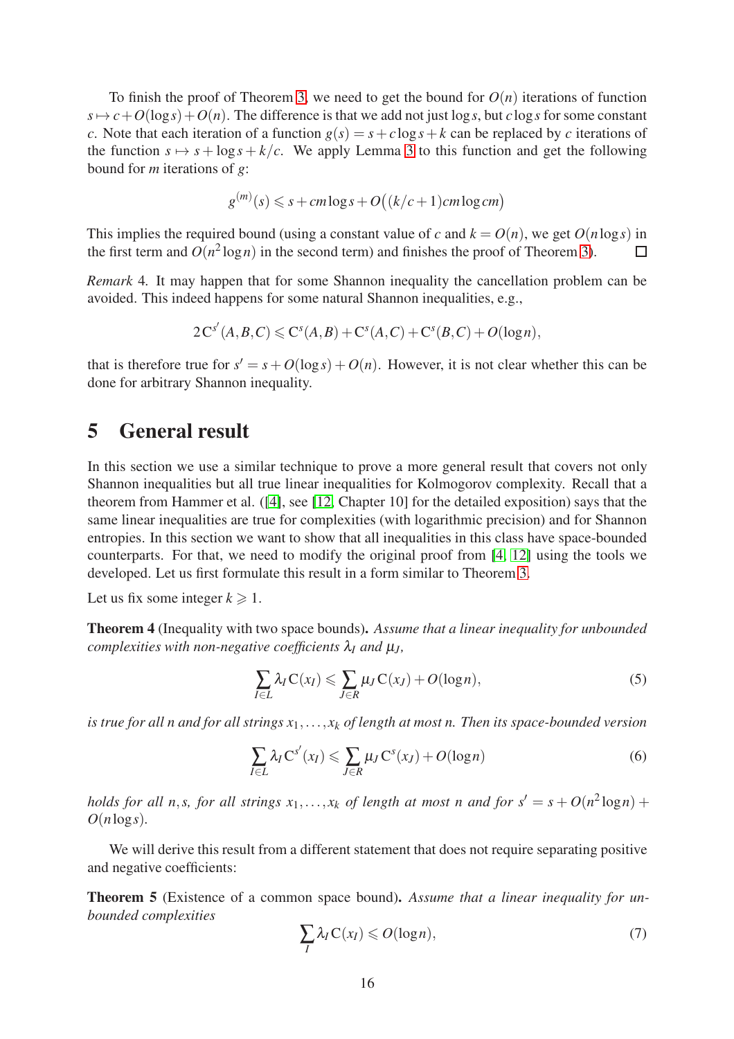To finish the proof of Theorem 3, we need to get the bound for $O(n)$ iterations of function $s \mapsto c + O(\log s) + O(n)$. The difference is that we add not just $\log s$, but $c \log s$ for some constant $c$. Note that each iteration of a function $g(s) = s + c\log s + k$ can be replaced by $c$ iterations of the function $s \mapsto s + \log s + k/c$. We apply Lemma 3 to this function and get the following bound for $m$ iterations of $g$:

$$g^{(m)}(s) \leqslant s + cm\log s + O\big((k/c+1)cm\log cm\big)$$

This implies the required bound (using a constant value of $c$ and $k = O(n)$, we get $O(n\log s)$ in the first term and $O(n^2\log n)$ in the second term) and finishes the proof of Theorem 3). □

*Remark* 4. It may happen that for some Shannon inequality the cancellation problem can be avoided. This indeed happens for some natural Shannon inequalities, e.g.,

$$2\,\mathrm{C}^{s'}(A,B,C) \leqslant \mathrm{C}^{s}(A,B) + \mathrm{C}^{s}(A,C) + \mathrm{C}^{s}(B,C) + O(\log n),$$

that is therefore true for $s' = s + O(\log s) + O(n)$. However, it is not clear whether this can be done for arbitrary Shannon inequality.

## 5 General result

In this section we use a similar technique to prove a more general result that covers not only Shannon inequalities but all true linear inequalities for Kolmogorov complexity. Recall that a theorem from Hammer et al. ([4], see [12, Chapter 10] for the detailed exposition) says that the same linear inequalities are true for complexities (with logarithmic precision) and for Shannon entropies. In this section we want to show that all inequalities in this class have space-bounded counterparts. For that, we need to modify the original proof from [4, 12] using the tools we developed. Let us first formulate this result in a form similar to Theorem 3.

Let us fix some integer $k \geqslant 1$.

**Theorem 4** (Inequality with two space bounds)**.** *Assume that a linear inequality for unbounded complexities with non-negative coefficients $\lambda_I$ and $\mu_J$,*

$$\sum_{I\in L} \lambda_I \,\mathrm{C}(x_I) \leqslant \sum_{J\in R} \mu_J \,\mathrm{C}(x_J) + O(\log n), \tag{5}$$

*is true for all $n$ and for all strings $x_1,\ldots,x_k$ of length at most $n$. Then its space-bounded version*

$$\sum_{I\in L} \lambda_I \,\mathrm{C}^{s'}(x_I) \leqslant \sum_{J\in R} \mu_J \,\mathrm{C}^{s}(x_J) + O(\log n) \tag{6}$$

*holds for all $n,s$, for all strings $x_1,\ldots,x_k$ of length at most $n$ and for $s' = s + O(n^2\log n) + O(n\log s)$.*

We will derive this result from a different statement that does not require separating positive and negative coefficients:

**Theorem 5** (Existence of a common space bound)**.** *Assume that a linear inequality for unbounded complexities*

$$\sum_{I} \lambda_I \,\mathrm{C}(x_I) \leqslant O(\log n), \tag{7}$$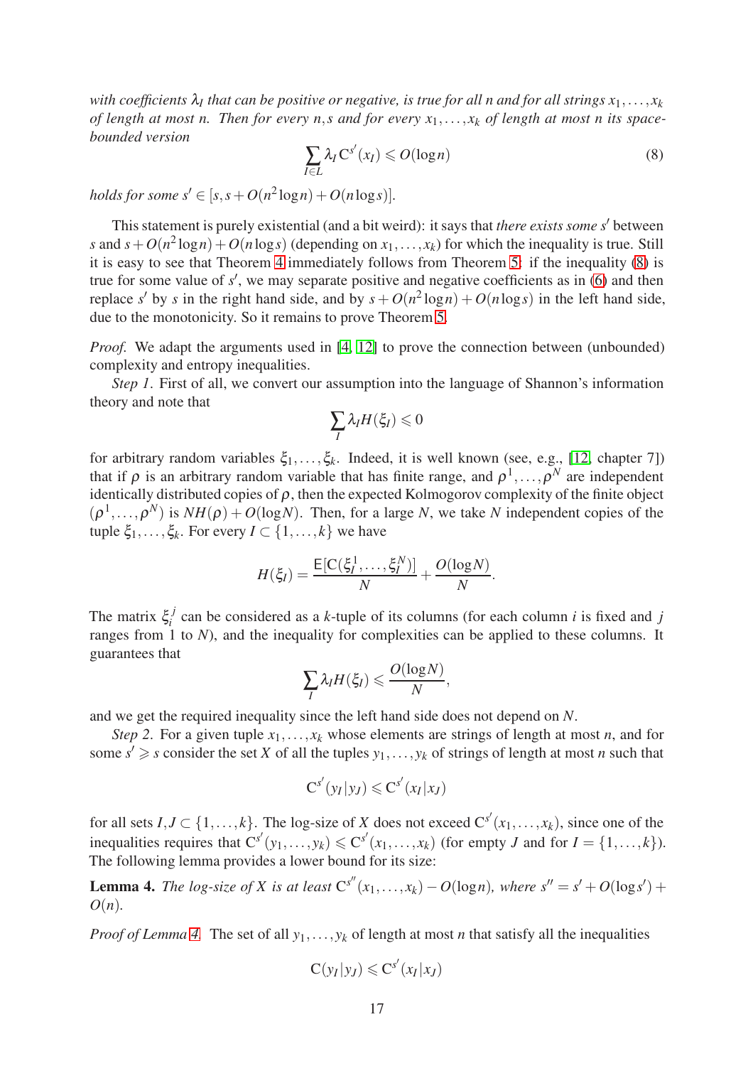*with coefficients $\lambda_I$ that can be positive or negative, is true for all $n$ and for all strings $x_1,\ldots,x_k$ of length at most $n$. Then for every $n,s$ and for every $x_1,\ldots,x_k$ of length at most $n$ its space-bounded version*

$$\sum_{I\in L}\lambda_I \mathrm{C}^{s'}(x_I)\leqslant O(\log n) \tag{8}$$

*holds for some $s'\in[s,s+O(n^2\log n)+O(n\log s)]$.*

This statement is purely existential (and a bit weird): it says that *there exists some* $s'$ between $s$ and $s+O(n^2\log n)+O(n\log s)$ (depending on $x_1,\ldots,x_k$) for which the inequality is true. Still it is easy to see that Theorem 4 immediately follows from Theorem 5: if the inequality (8) is true for some value of $s'$, we may separate positive and negative coefficients as in (6) and then replace $s'$ by $s$ in the right hand side, and by $s+O(n^2\log n)+O(n\log s)$ in the left hand side, due to the monotonicity. So it remains to prove Theorem 5.

*Proof.* We adapt the arguments used in [4, 12] to prove the connection between (unbounded) complexity and entropy inequalities.

*Step 1*. First of all, we convert our assumption into the language of Shannon's information theory and note that

$$\sum_I \lambda_I H(\xi_I)\leqslant 0$$

for arbitrary random variables $\xi_1,\ldots,\xi_k$. Indeed, it is well known (see, e.g., [12, chapter 7]) that if $\rho$ is an arbitrary random variable that has finite range, and $\rho^1,\ldots,\rho^N$ are independent identically distributed copies of $\rho$, then the expected Kolmogorov complexity of the finite object $(\rho^1,\ldots,\rho^N)$ is $NH(\rho)+O(\log N)$. Then, for a large $N$, we take $N$ independent copies of the tuple $\xi_1,\ldots,\xi_k$. For every $I\subset\{1,\ldots,k\}$ we have

$$H(\xi_I)=\frac{\mathsf{E}[\mathrm{C}(\xi_I^1,\ldots,\xi_I^N)]}{N}+\frac{O(\log N)}{N}.$$

The matrix $\xi_i^j$ can be considered as a $k$-tuple of its columns (for each column $i$ is fixed and $j$ ranges from 1 to $N$), and the inequality for complexities can be applied to these columns. It guarantees that

$$\sum_I \lambda_I H(\xi_I)\leqslant\frac{O(\log N)}{N},$$

and we get the required inequality since the left hand side does not depend on $N$.

*Step 2*. For a given tuple $x_1,\ldots,x_k$ whose elements are strings of length at most $n$, and for some $s'\geqslant s$ consider the set $X$ of all the tuples $y_1,\ldots,y_k$ of strings of length at most $n$ such that

$$\mathrm{C}^{s'}(y_I|y_J)\leqslant\mathrm{C}^{s'}(x_I|x_J)$$

for all sets $I,J\subset\{1,\ldots,k\}$. The log-size of $X$ does not exceed $\mathrm{C}^{s'}(x_1,\ldots,x_k)$, since one of the inequalities requires that $\mathrm{C}^{s'}(y_1,\ldots,y_k)\leqslant\mathrm{C}^{s'}(x_1,\ldots,x_k)$ (for empty $J$ and for $I=\{1,\ldots,k\}$). The following lemma provides a lower bound for its size:

**Lemma 4.** *The log-size of $X$ is at least $\mathrm{C}^{s''}(x_1,\ldots,x_k)-O(\log n)$, where $s''=s'+O(\log s')+O(n)$.*

*Proof of Lemma 4.* The set of all $y_1,\ldots,y_k$ of length at most $n$ that satisfy all the inequalities

$$\mathrm{C}(y_I|y_J)\leqslant\mathrm{C}^{s'}(x_I|x_J)$$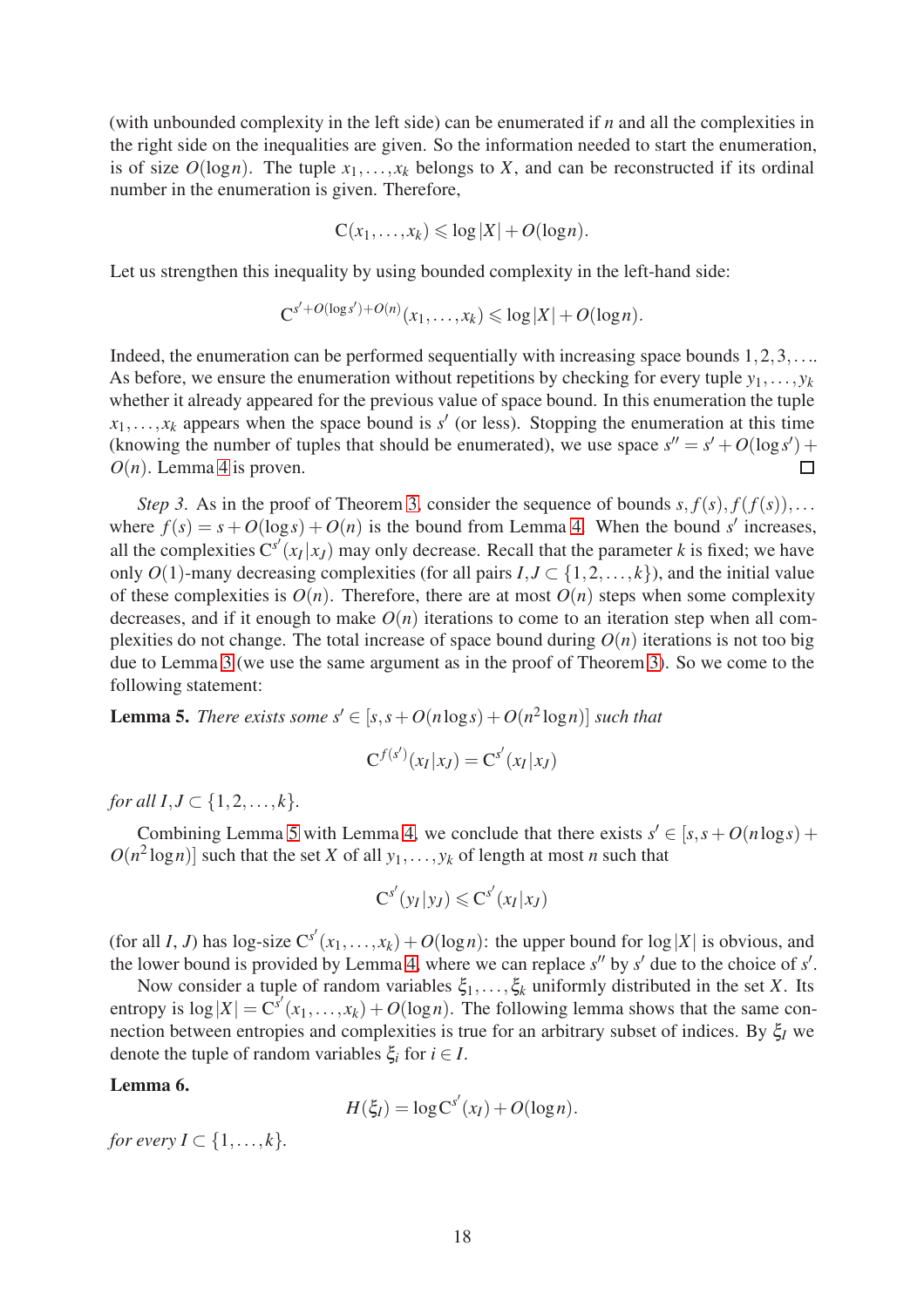(with unbounded complexity in the left side) can be enumerated if $n$ and all the complexities in the right side on the inequalities are given. So the information needed to start the enumeration, is of size $O(\log n)$. The tuple $x_1,\dots,x_k$ belongs to $X$, and can be reconstructed if its ordinal number in the enumeration is given. Therefore,

$$\mathrm{C}(x_1,\dots,x_k) \leqslant \log|X| + O(\log n).$$

Let us strengthen this inequality by using bounded complexity in the left-hand side:

$$\mathrm{C}^{s'+O(\log s')+O(n)}(x_1,\dots,x_k) \leqslant \log|X| + O(\log n).$$

Indeed, the enumeration can be performed sequentially with increasing space bounds $1,2,3,\dots$. As before, we ensure the enumeration without repetitions by checking for every tuple $y_1,\dots,y_k$ whether it already appeared for the previous value of space bound. In this enumeration the tuple $x_1,\dots,x_k$ appears when the space bound is $s'$ (or less). Stopping the enumeration at this time (knowing the number of tuples that should be enumerated), we use space $s'' = s' + O(\log s') + O(n)$. Lemma 4 is proven. ◻

*Step 3*. As in the proof of Theorem 3, consider the sequence of bounds $s, f(s), f(f(s)),\dots$ where $f(s) = s + O(\log s) + O(n)$ is the bound from Lemma 4. When the bound $s'$ increases, all the complexities $\mathrm{C}^{s'}(x_I|x_J)$ may only decrease. Recall that the parameter $k$ is fixed; we have only $O(1)$-many decreasing complexities (for all pairs $I,J \subset \{1,2,\dots,k\}$), and the initial value of these complexities is $O(n)$. Therefore, there are at most $O(n)$ steps when some complexity decreases, and if it enough to make $O(n)$ iterations to come to an iteration step when all complexities do not change. The total increase of space bound during $O(n)$ iterations is not too big due to Lemma 3 (we use the same argument as in the proof of Theorem 3). So we come to the following statement:

**Lemma 5.** *There exists some* $s' \in [s, s + O(n\log s) + O(n^2 \log n)]$ *such that*

$$\mathrm{C}^{f(s')}(x_I|x_J) = \mathrm{C}^{s'}(x_I|x_J)$$

*for all* $I,J \subset \{1,2,\dots,k\}$.

Combining Lemma 5 with Lemma 4, we conclude that there exists $s' \in [s, s + O(n\log s) + O(n^2\log n)]$ such that the set $X$ of all $y_1,\dots,y_k$ of length at most $n$ such that

$$\mathrm{C}^{s'}(y_I|y_J) \leqslant \mathrm{C}^{s'}(x_I|x_J)$$

(for all $I$, $J$) has log-size $\mathrm{C}^{s'}(x_1,\dots,x_k) + O(\log n)$: the upper bound for $\log|X|$ is obvious, and the lower bound is provided by Lemma 4, where we can replace $s''$ by $s'$ due to the choice of $s'$.

Now consider a tuple of random variables $\xi_1,\dots,\xi_k$ uniformly distributed in the set $X$. Its entropy is $\log|X| = \mathrm{C}^{s'}(x_1,\dots,x_k) + O(\log n)$. The following lemma shows that the same connection between entropies and complexities is true for an arbitrary subset of indices. By $\xi_I$ we denote the tuple of random variables $\xi_i$ for $i \in I$.

**Lemma 6.**

$$H(\xi_I) = \log \mathrm{C}^{s'}(x_I) + O(\log n).$$

*for every* $I \subset \{1,\dots,k\}$.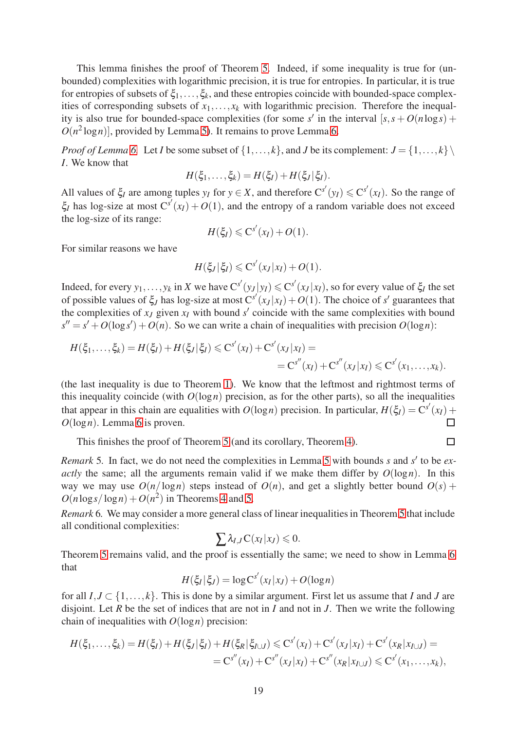This lemma finishes the proof of Theorem 5. Indeed, if some inequality is true for (unbounded) complexities with logarithmic precision, it is true for entropies. In particular, it is true for entropies of subsets of $\xi_1,\ldots,\xi_k$, and these entropies coincide with bounded-space complexities of corresponding subsets of $x_1,\ldots,x_k$ with logarithmic precision. Therefore the inequality is also true for bounded-space complexities (for some $s'$ in the interval $[s, s+O(n\log s)+O(n^2\log n)]$, provided by Lemma 5). It remains to prove Lemma 6.

*Proof of Lemma 6.* Let $I$ be some subset of $\{1,\ldots,k\}$, and $J$ be its complement: $J=\{1,\ldots,k\}\setminus I$. We know that

$$H(\xi_1,\ldots,\xi_k) = H(\xi_I)+H(\xi_J\,|\,\xi_I).$$

All values of $\xi_I$ are among tuples $y_I$ for $y\in X$, and therefore $\mathrm{C}^{s'}(y_I)\leqslant \mathrm{C}^{s'}(x_I)$. So the range of $\xi_I$ has log-size at most $\mathrm{C}^{s'}(x_I)+O(1)$, and the entropy of a random variable does not exceed the log-size of its range:

$$H(\xi_I)\leqslant \mathrm{C}^{s'}(x_I)+O(1).$$

For similar reasons we have

$$H(\xi_J\,|\,\xi_I)\leqslant \mathrm{C}^{s'}(x_J\,|\,x_I)+O(1).$$

Indeed, for every $y_1,\ldots,y_k$ in $X$ we have $\mathrm{C}^{s'}(y_J\,|\,y_I)\leqslant \mathrm{C}^{s'}(x_J\,|\,x_I)$, so for every value of $\xi_I$ the set of possible values of $\xi_J$ has log-size at most $\mathrm{C}^{s'}(x_J\,|\,x_I)+O(1)$. The choice of $s'$ guarantees that the complexities of $x_J$ given $x_I$ with bound $s'$ coincide with the same complexities with bound $s''=s'+O(\log s')+O(n)$. So we can write a chain of inequalities with precision $O(\log n)$:

$$H(\xi_1,\ldots,\xi_k) = H(\xi_I)+H(\xi_J\,|\,\xi_I)\leqslant \mathrm{C}^{s'}(x_I)+\mathrm{C}^{s'}(x_J\,|\,x_I) = \\ = \mathrm{C}^{s''}(x_I)+\mathrm{C}^{s''}(x_J\,|\,x_I)\leqslant \mathrm{C}^{s'}(x_1,\ldots,x_k).$$

(the last inequality is due to Theorem 1). We know that the leftmost and rightmost terms of this inequality coincide (with $O(\log n)$ precision, as for the other parts), so all the inequalities that appear in this chain are equalities with $O(\log n)$ precision. In particular, $H(\xi_I)=\mathrm{C}^{s'}(x_I)+O(\log n)$. Lemma 6 is proven. □

This finishes the proof of Theorem 5 (and its corollary, Theorem 4). □

*Remark* 5. In fact, we do not need the complexities in Lemma 5 with bounds $s$ and $s'$ to be *exactly* the same; all the arguments remain valid if we make them differ by $O(\log n)$. In this way we may use $O(n/\log n)$ steps instead of $O(n)$, and get a slightly better bound $O(s)+O(n\log s/\log n)+O(n^2)$ in Theorems 4 and 5.

*Remark* 6. We may consider a more general class of linear inequalities in Theorem 5 that include all conditional complexities:

$$\sum \lambda_{I,J}\,\mathrm{C}(x_I\,|\,x_J)\leqslant 0.$$

Theorem 5 remains valid, and the proof is essentially the same; we need to show in Lemma 6 that

$$H(\xi_I\,|\,\xi_J)=\log \mathrm{C}^{s'}(x_I\,|\,x_J)+O(\log n)$$

for all $I,J\subset\{1,\ldots,k\}$. This is done by a similar argument. First let us assume that $I$ and $J$ are disjoint. Let $R$ be the set of indices that are not in $I$ and not in $J$. Then we write the following chain of inequalities with $O(\log n)$ precision:

$$H(\xi_1,\ldots,\xi_k) = H(\xi_I)+H(\xi_J\,|\,\xi_I)+H(\xi_R\,|\,\xi_{I\cup J})\leqslant \mathrm{C}^{s'}(x_I)+\mathrm{C}^{s'}(x_J\,|\,x_I)+\mathrm{C}^{s'}(x_R\,|\,x_{I\cup J}) = \\ = \mathrm{C}^{s''}(x_I)+\mathrm{C}^{s''}(x_J\,|\,x_I)+\mathrm{C}^{s''}(x_R\,|\,x_{I\cup J})\leqslant \mathrm{C}^{s'}(x_1,\ldots,x_k),$$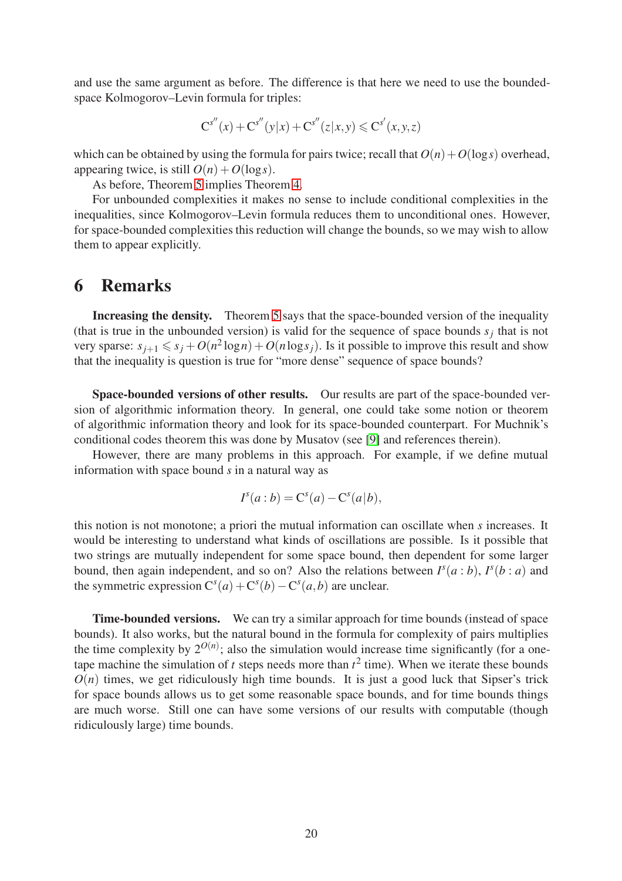and use the same argument as before. The difference is that here we need to use the bounded-space Kolmogorov–Levin formula for triples:

$$\mathrm{C}^{s''}(x) + \mathrm{C}^{s''}(y|x) + \mathrm{C}^{s''}(z|x,y) \leqslant \mathrm{C}^{s'}(x,y,z)$$

which can be obtained by using the formula for pairs twice; recall that $O(n)+O(\log s)$ overhead, appearing twice, is still $O(n)+O(\log s)$.

As before, Theorem 5 implies Theorem 4.

For unbounded complexities it makes no sense to include conditional complexities in the inequalities, since Kolmogorov–Levin formula reduces them to unconditional ones. However, for space-bounded complexities this reduction will change the bounds, so we may wish to allow them to appear explicitly.

# 6 Remarks

**Increasing the density.** Theorem 5 says that the space-bounded version of the inequality (that is true in the unbounded version) is valid for the sequence of space bounds $s_j$ that is not very sparse: $s_{j+1} \leqslant s_j + O(n^2 \log n) + O(n \log s_j)$. Is it possible to improve this result and show that the inequality is question is true for "more dense" sequence of space bounds?

**Space-bounded versions of other results.** Our results are part of the space-bounded version of algorithmic information theory. In general, one could take some notion or theorem of algorithmic information theory and look for its space-bounded counterpart. For Muchnik's conditional codes theorem this was done by Musatov (see [9] and references therein).

However, there are many problems in this approach. For example, if we define mutual information with space bound $s$ in a natural way as

$$I^s(a:b) = \mathrm{C}^s(a) - \mathrm{C}^s(a|b),$$

this notion is not monotone; a priori the mutual information can oscillate when $s$ increases. It would be interesting to understand what kinds of oscillations are possible. Is it possible that two strings are mutually independent for some space bound, then dependent for some larger bound, then again independent, and so on? Also the relations between $I^s(a:b)$, $I^s(b:a)$ and the symmetric expression $\mathrm{C}^s(a)+\mathrm{C}^s(b)-\mathrm{C}^s(a,b)$ are unclear.

**Time-bounded versions.** We can try a similar approach for time bounds (instead of space bounds). It also works, but the natural bound in the formula for complexity of pairs multiplies the time complexity by $2^{O(n)}$; also the simulation would increase time significantly (for a one-tape machine the simulation of $t$ steps needs more than $t^2$ time). When we iterate these bounds $O(n)$ times, we get ridiculously high time bounds. It is just a good luck that Sipser's trick for space bounds allows us to get some reasonable space bounds, and for time bounds things are much worse. Still one can have some versions of our results with computable (though ridiculously large) time bounds.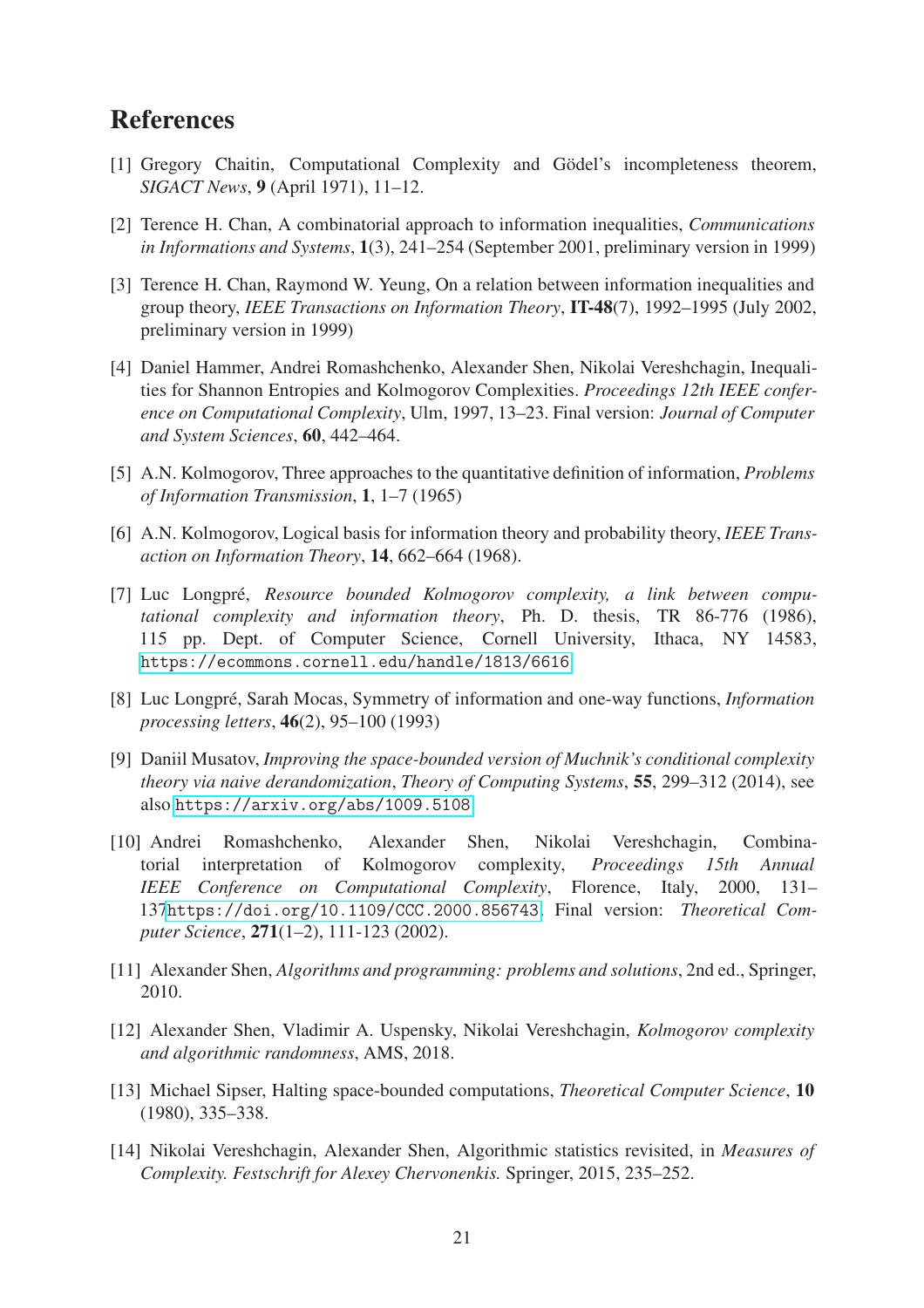## References

[1] Gregory Chaitin, Computational Complexity and Gödel's incompleteness theorem, *SIGACT News*, **9** (April 1971), 11–12.

[2] Terence H. Chan, A combinatorial approach to information inequalities, *Communications in Informations and Systems*, **1**(3), 241–254 (September 2001, preliminary version in 1999)

[3] Terence H. Chan, Raymond W. Yeung, On a relation between information inequalities and group theory, *IEEE Transactions on Information Theory*, **IT-48**(7), 1992–1995 (July 2002, preliminary version in 1999)

[4] Daniel Hammer, Andrei Romashchenko, Alexander Shen, Nikolai Vereshchagin, Inequalities for Shannon Entropies and Kolmogorov Complexities. *Proceedings 12th IEEE conference on Computational Complexity*, Ulm, 1997, 13–23. Final version: *Journal of Computer and System Sciences*, **60**, 442–464.

[5] A.N. Kolmogorov, Three approaches to the quantitative definition of information, *Problems of Information Transmission*, **1**, 1–7 (1965)

[6] A.N. Kolmogorov, Logical basis for information theory and probability theory, *IEEE Transaction on Information Theory*, **14**, 662–664 (1968).

[7] Luc Longpré, *Resource bounded Kolmogorov complexity, a link between computational complexity and information theory*, Ph. D. thesis, TR 86-776 (1986), 115 pp. Dept. of Computer Science, Cornell University, Ithaca, NY 14583, https://ecommons.cornell.edu/handle/1813/6616

[8] Luc Longpré, Sarah Mocas, Symmetry of information and one-way functions, *Information processing letters*, **46**(2), 95–100 (1993)

[9] Daniil Musatov, *Improving the space-bounded version of Muchnik's conditional complexity theory via naive derandomization*, *Theory of Computing Systems*, **55**, 299–312 (2014), see also https://arxiv.org/abs/1009.5108

[10] Andrei Romashchenko, Alexander Shen, Nikolai Vereshchagin, Combinatorial interpretation of Kolmogorov complexity, *Proceedings 15th Annual IEEE Conference on Computational Complexity*, Florence, Italy, 2000, 131–137https://doi.org/10.1109/CCC.2000.856743. Final version: *Theoretical Computer Science*, **271**(1–2), 111-123 (2002).

[11] Alexander Shen, *Algorithms and programming: problems and solutions*, 2nd ed., Springer, 2010.

[12] Alexander Shen, Vladimir A. Uspensky, Nikolai Vereshchagin, *Kolmogorov complexity and algorithmic randomness*, AMS, 2018.

[13] Michael Sipser, Halting space-bounded computations, *Theoretical Computer Science*, **10** (1980), 335–338.

[14] Nikolai Vereshchagin, Alexander Shen, Algorithmic statistics revisited, in *Measures of Complexity. Festschrift for Alexey Chervonenkis.* Springer, 2015, 235–252.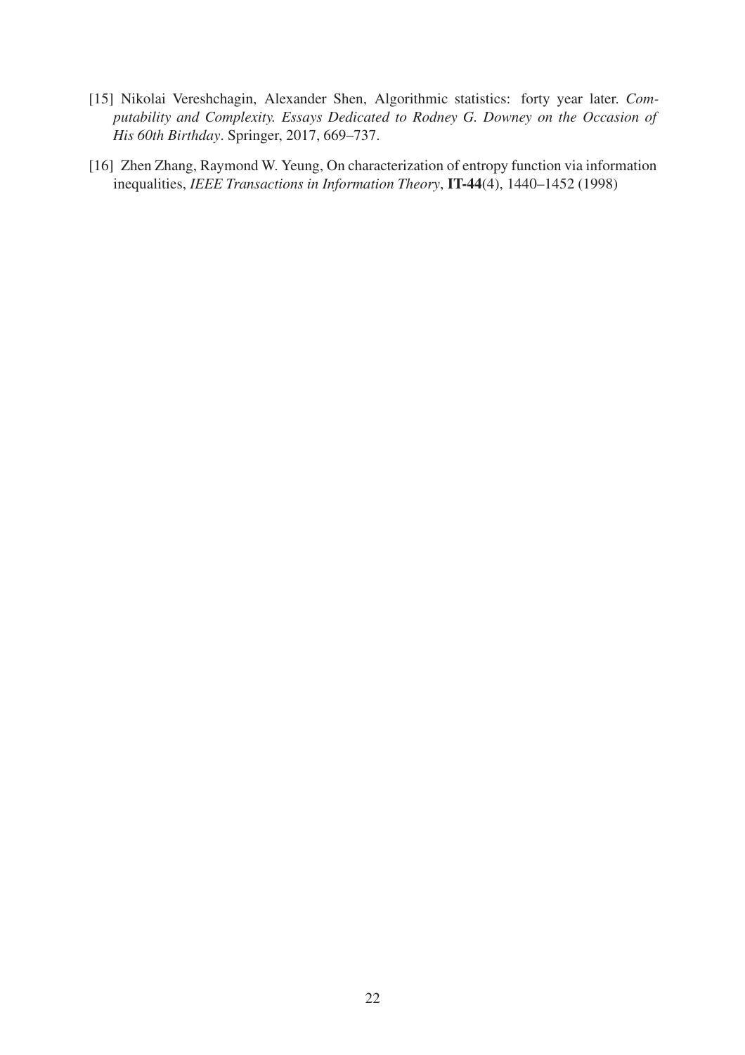[15] Nikolai Vereshchagin, Alexander Shen, Algorithmic statistics: forty year later. *Computability and Complexity. Essays Dedicated to Rodney G. Downey on the Occasion of His 60th Birthday*. Springer, 2017, 669–737.

[16] Zhen Zhang, Raymond W. Yeung, On characterization of entropy function via information inequalities, *IEEE Transactions in Information Theory*, **IT-44**(4), 1440–1452 (1998)